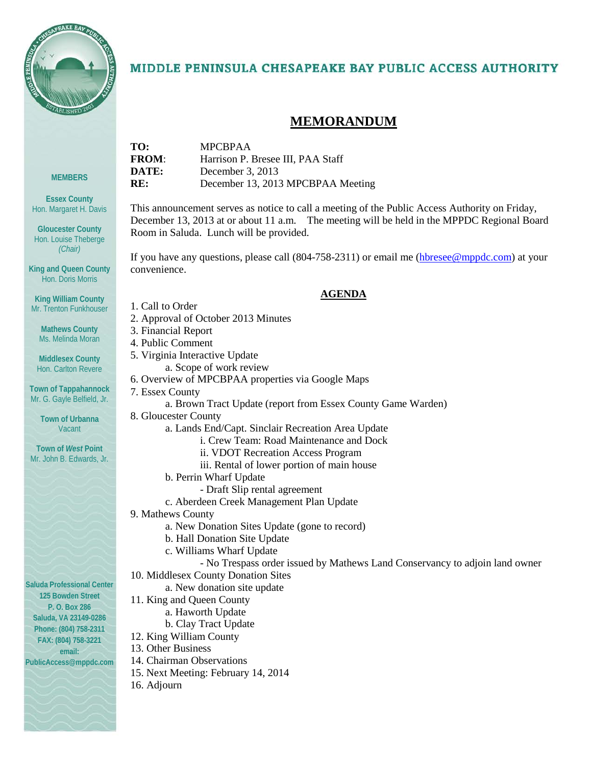# MIDDLE PENINSULA CHESAPEAKE BAY PUBLIC ACCESS AUTHORITY

**MEMBERS**

**Essex County**
Hon. Margaret H. Davis

**Gloucester County**
Hon. Louise Theberge
*(Chair)*

**King and Queen County**
Hon. Doris Morris

**King William County**
Mr. Trenton Funkhouser

**Mathews County**
Ms. Melinda Moran

**Middlesex County**
Hon. Carlton Revere

**Town of Tappahannock**
Mr. G. Gayle Belfield, Jr.

**Town of Urbanna**
Vacant

**Town of *West* Point**
Mr. John B. Edwards, Jr.

**Saluda Professional Center**
**125 Bowden Street**
**P. O. Box 286**
**Saluda, VA 23149-0286**
**Phone: (804) 758-2311**
**FAX: (804) 758-3221**
**email:**
**PublicAccess@mppdc.com**

## MEMORANDUM

**TO:** MPCBPAA
**FROM:** Harrison P. Bresee III, PAA Staff
**DATE:** December 3, 2013
**RE:** December 13, 2013 MPCBPAA Meeting

This announcement serves as notice to call a meeting of the Public Access Authority on Friday, December 13, 2013 at or about 11 a.m. The meeting will be held in the MPPDC Regional Board Room in Saluda. Lunch will be provided.

If you have any questions, please call (804-758-2311) or email me (hbresee@mppdc.com) at your convenience.

## AGENDA

1. Call to Order
2. Approval of October 2013 Minutes
3. Financial Report
4. Public Comment
5. Virginia Interactive Update
    a. Scope of work review
6. Overview of MPCBPAA properties via Google Maps
7. Essex County
    a. Brown Tract Update (report from Essex County Game Warden)
8. Gloucester County
    a. Lands End/Capt. Sinclair Recreation Area Update
        i. Crew Team: Road Maintenance and Dock
        ii. VDOT Recreation Access Program
        iii. Rental of lower portion of main house
    b. Perrin Wharf Update
        - Draft Slip rental agreement
    c. Aberdeen Creek Management Plan Update
9. Mathews County
    a. New Donation Sites Update (gone to record)
    b. Hall Donation Site Update
    c. Williams Wharf Update
        - No Trespass order issued by Mathews Land Conservancy to adjoin land owner
10. Middlesex County Donation Sites
    a. New donation site update
11. King and Queen County
    a. Haworth Update
    b. Clay Tract Update
12. King William County
13. Other Business
14. Chairman Observations
15. Next Meeting: February 14, 2014
16. Adjourn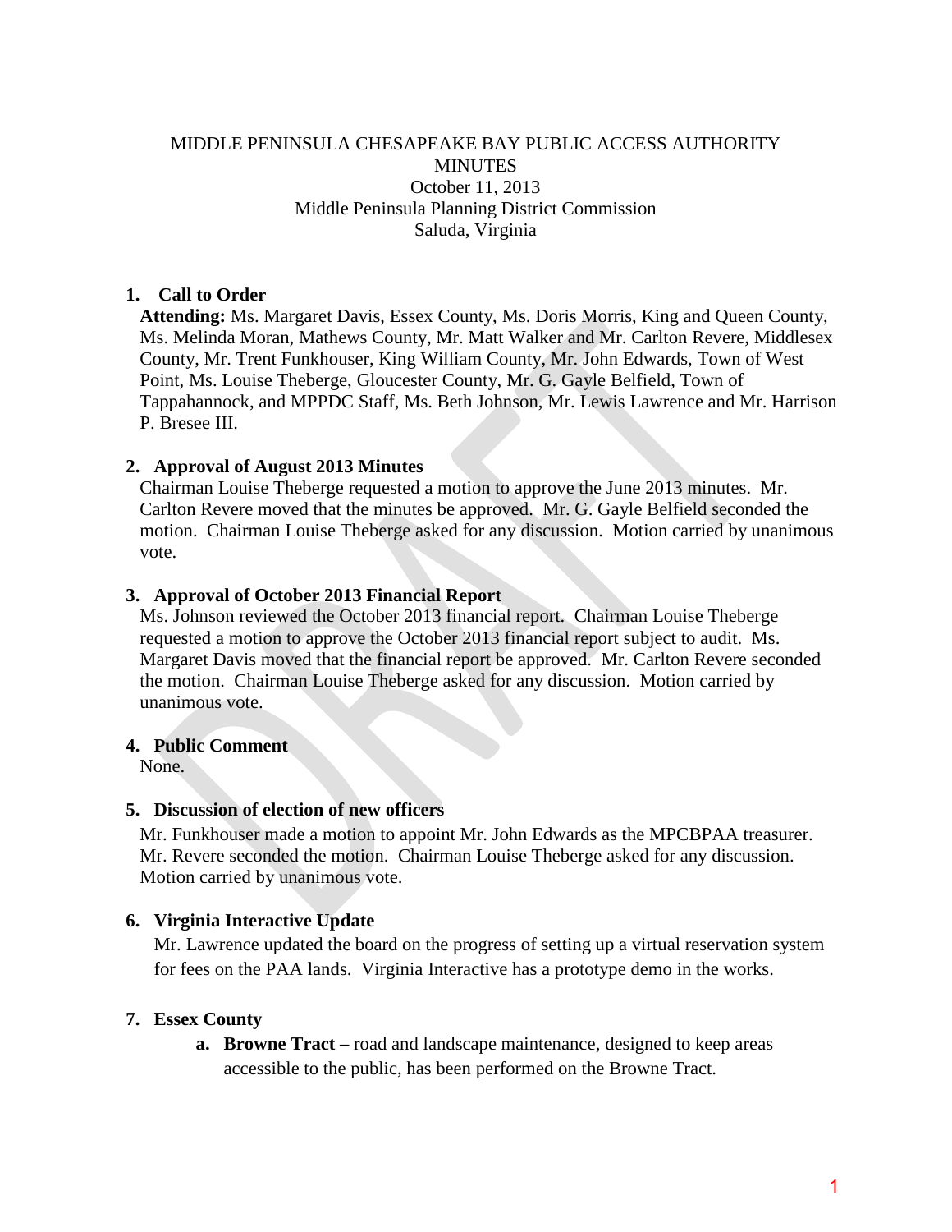MIDDLE PENINSULA CHESAPEAKE BAY PUBLIC ACCESS AUTHORITY
MINUTES
October 11, 2013
Middle Peninsula Planning District Commission
Saluda, Virginia

1. **Call to Order**

   **Attending:** Ms. Margaret Davis, Essex County, Ms. Doris Morris, King and Queen County, Ms. Melinda Moran, Mathews County, Mr. Matt Walker and Mr. Carlton Revere, Middlesex County, Mr. Trent Funkhouser, King William County, Mr. John Edwards, Town of West Point, Ms. Louise Theberge, Gloucester County, Mr. G. Gayle Belfield, Town of Tappahannock, and MPPDC Staff, Ms. Beth Johnson, Mr. Lewis Lawrence and Mr. Harrison P. Bresee III.

2. **Approval of August 2013 Minutes**

   Chairman Louise Theberge requested a motion to approve the June 2013 minutes. Mr. Carlton Revere moved that the minutes be approved. Mr. G. Gayle Belfield seconded the motion. Chairman Louise Theberge asked for any discussion. Motion carried by unanimous vote.

3. **Approval of October 2013 Financial Report**

   Ms. Johnson reviewed the October 2013 financial report. Chairman Louise Theberge requested a motion to approve the October 2013 financial report subject to audit. Ms. Margaret Davis moved that the financial report be approved. Mr. Carlton Revere seconded the motion. Chairman Louise Theberge asked for any discussion. Motion carried by unanimous vote.

4. **Public Comment**

   None.

5. **Discussion of election of new officers**

   Mr. Funkhouser made a motion to appoint Mr. John Edwards as the MPCBPAA treasurer. Mr. Revere seconded the motion. Chairman Louise Theberge asked for any discussion. Motion carried by unanimous vote.

6. **Virginia Interactive Update**

   Mr. Lawrence updated the board on the progress of setting up a virtual reservation system for fees on the PAA lands. Virginia Interactive has a prototype demo in the works.

7. **Essex County**

   a. **Browne Tract –** road and landscape maintenance, designed to keep areas accessible to the public, has been performed on the Browne Tract.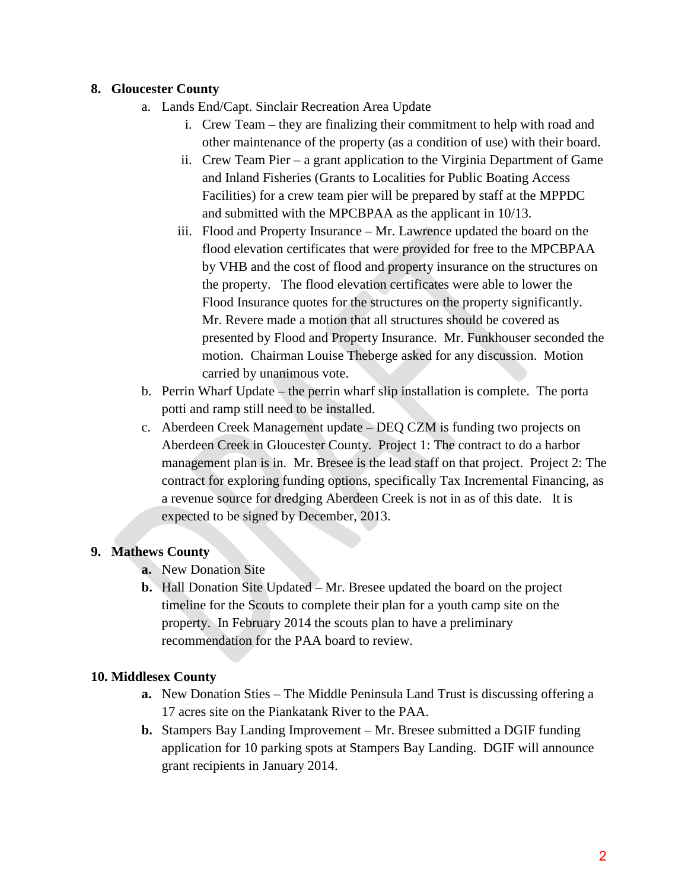8. **Gloucester County**
   a. Lands End/Capt. Sinclair Recreation Area Update
      i. Crew Team – they are finalizing their commitment to help with road and other maintenance of the property (as a condition of use) with their board.
      ii. Crew Team Pier – a grant application to the Virginia Department of Game and Inland Fisheries (Grants to Localities for Public Boating Access Facilities) for a crew team pier will be prepared by staff at the MPPDC and submitted with the MPCBPAA as the applicant in 10/13.
      iii. Flood and Property Insurance – Mr. Lawrence updated the board on the flood elevation certificates that were provided for free to the MPCBPAA by VHB and the cost of flood and property insurance on the structures on the property. The flood elevation certificates were able to lower the Flood Insurance quotes for the structures on the property significantly. Mr. Revere made a motion that all structures should be covered as presented by Flood and Property Insurance. Mr. Funkhouser seconded the motion. Chairman Louise Theberge asked for any discussion. Motion carried by unanimous vote.
   b. Perrin Wharf Update – the perrin wharf slip installation is complete. The porta potti and ramp still need to be installed.
   c. Aberdeen Creek Management update – DEQ CZM is funding two projects on Aberdeen Creek in Gloucester County. Project 1: The contract to do a harbor management plan is in. Mr. Bresee is the lead staff on that project. Project 2: The contract for exploring funding options, specifically Tax Incremental Financing, as a revenue source for dredging Aberdeen Creek is not in as of this date. It is expected to be signed by December, 2013.

9. **Mathews County**
   **a.** New Donation Site
   **b.** Hall Donation Site Updated – Mr. Bresee updated the board on the project timeline for the Scouts to complete their plan for a youth camp site on the property. In February 2014 the scouts plan to have a preliminary recommendation for the PAA board to review.

10. **Middlesex County**
   **a.** New Donation Sties – The Middle Peninsula Land Trust is discussing offering a 17 acres site on the Piankatank River to the PAA.
   **b.** Stampers Bay Landing Improvement – Mr. Bresee submitted a DGIF funding application for 10 parking spots at Stampers Bay Landing. DGIF will announce grant recipients in January 2014.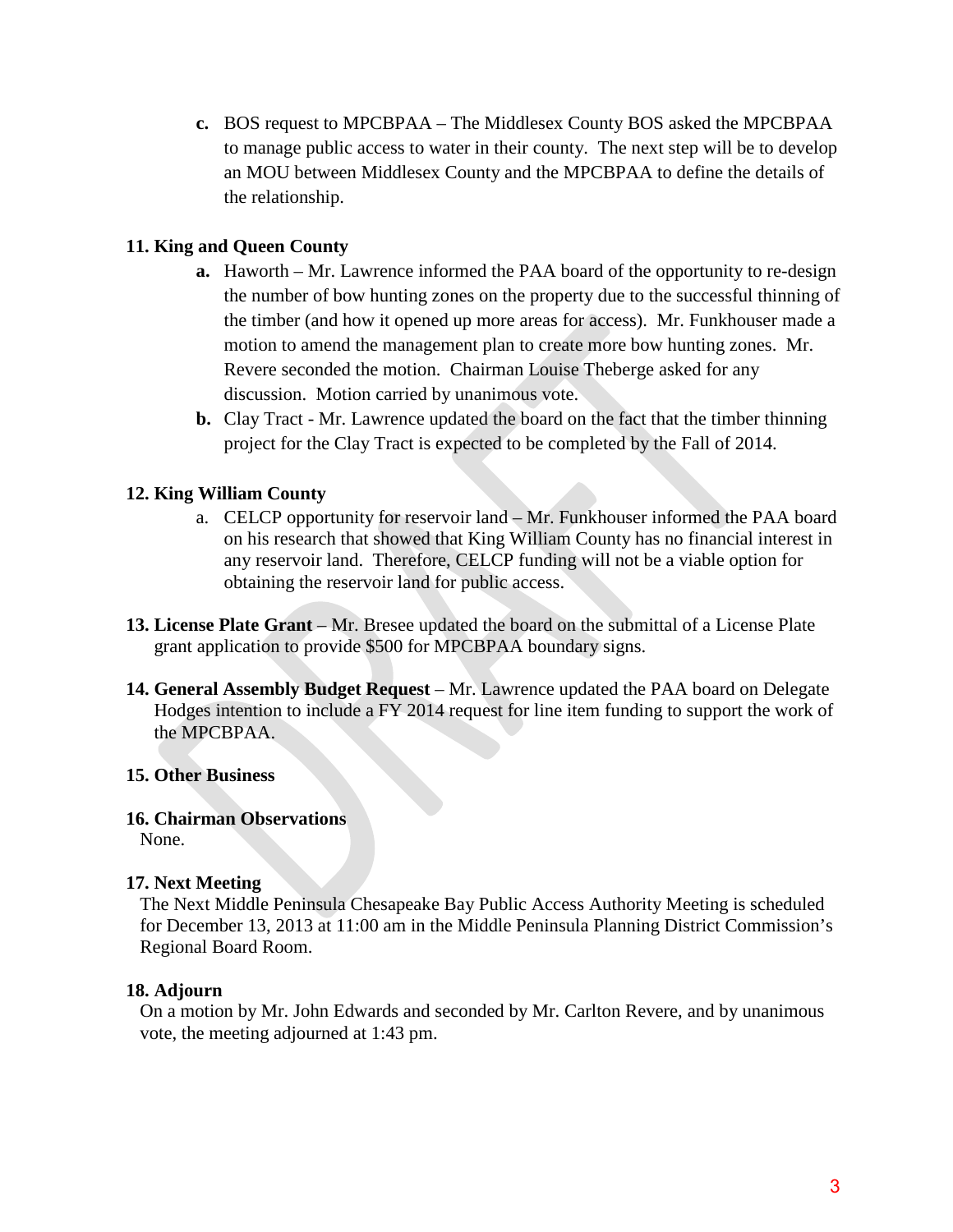**c.** BOS request to MPCBPAA – The Middlesex County BOS asked the MPCBPAA to manage public access to water in their county. The next step will be to develop an MOU between Middlesex County and the MPCBPAA to define the details of the relationship.

**11. King and Queen County**

**a.** Haworth – Mr. Lawrence informed the PAA board of the opportunity to re-design the number of bow hunting zones on the property due to the successful thinning of the timber (and how it opened up more areas for access). Mr. Funkhouser made a motion to amend the management plan to create more bow hunting zones. Mr. Revere seconded the motion. Chairman Louise Theberge asked for any discussion. Motion carried by unanimous vote.

**b.** Clay Tract - Mr. Lawrence updated the board on the fact that the timber thinning project for the Clay Tract is expected to be completed by the Fall of 2014.

**12. King William County**

a. CELCP opportunity for reservoir land – Mr. Funkhouser informed the PAA board on his research that showed that King William County has no financial interest in any reservoir land. Therefore, CELCP funding will not be a viable option for obtaining the reservoir land for public access.

**13. License Plate Grant** – Mr. Bresee updated the board on the submittal of a License Plate grant application to provide $500 for MPCBPAA boundary signs.

**14. General Assembly Budget Request** – Mr. Lawrence updated the PAA board on Delegate Hodges intention to include a FY 2014 request for line item funding to support the work of the MPCBPAA.

**15. Other Business**

**16. Chairman Observations**

None.

**17. Next Meeting**

The Next Middle Peninsula Chesapeake Bay Public Access Authority Meeting is scheduled for December 13, 2013 at 11:00 am in the Middle Peninsula Planning District Commission's Regional Board Room.

**18. Adjourn**

On a motion by Mr. John Edwards and seconded by Mr. Carlton Revere, and by unanimous vote, the meeting adjourned at 1:43 pm.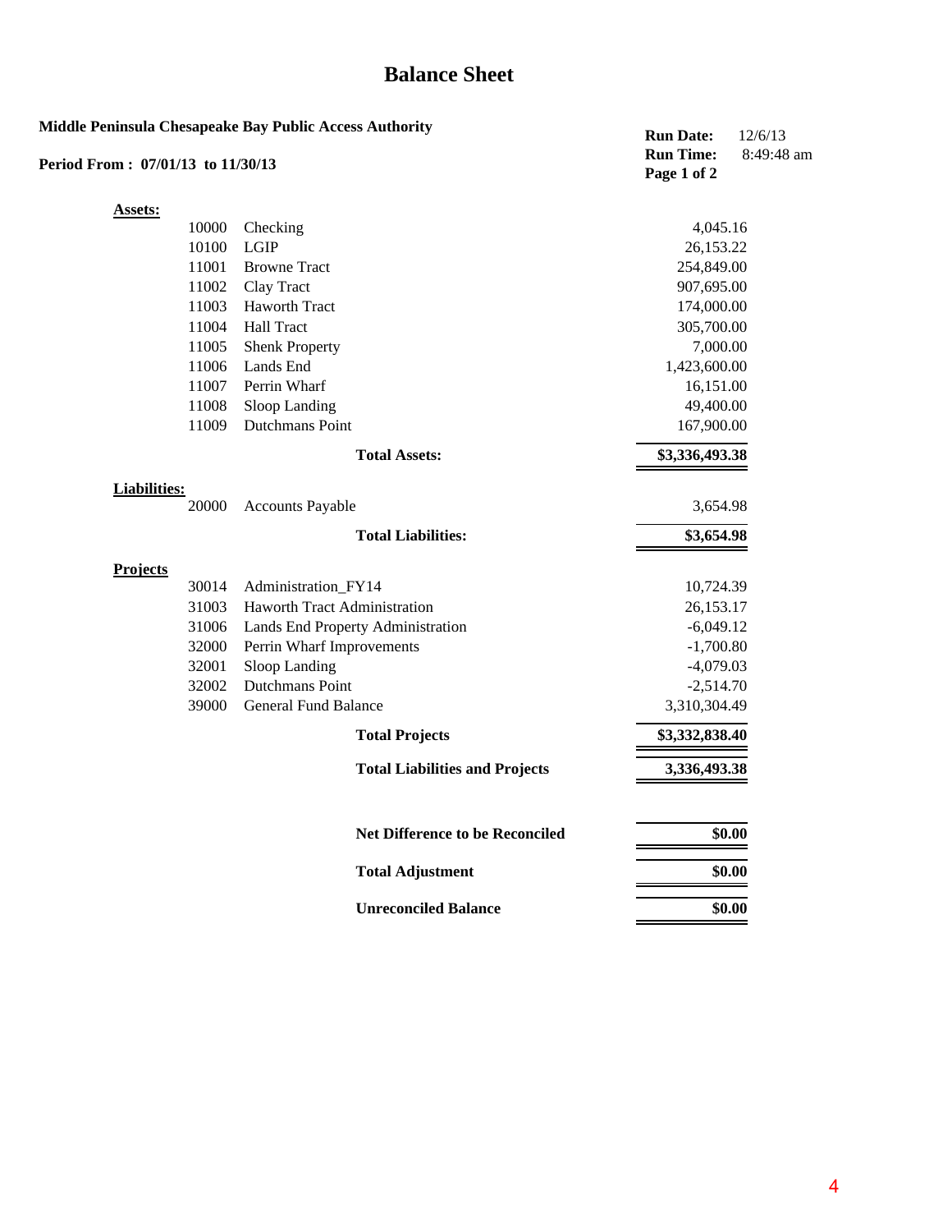# Balance Sheet

**Middle Peninsula Chesapeake Bay Public Access Authority**

**Period From : 07/01/13 to 11/30/13**

**Run Date:** 12/6/13
**Run Time:** 8:49:48 am
**Page 1 of 2**

| | | | |
|---|---|---|---|
| **Assets:** | | | |
| | 10000 | Checking | 4,045.16 |
| | 10100 | LGIP | 26,153.22 |
| | 11001 | Browne Tract | 254,849.00 |
| | 11002 | Clay Tract | 907,695.00 |
| | 11003 | Haworth Tract | 174,000.00 |
| | 11004 | Hall Tract | 305,700.00 |
| | 11005 | Shenk Property | 7,000.00 |
| | 11006 | Lands End | 1,423,600.00 |
| | 11007 | Perrin Wharf | 16,151.00 |
| | 11008 | Sloop Landing | 49,400.00 |
| | 11009 | Dutchmans Point | 167,900.00 |
| | | **Total Assets:** | **$3,336,493.38** |
| **Liabilities:** | | | |
| | 20000 | Accounts Payable | 3,654.98 |
| | | **Total Liabilities:** | **$3,654.98** |
| **Projects** | | | |
| | 30014 | Administration_FY14 | 10,724.39 |
| | 31003 | Haworth Tract Administration | 26,153.17 |
| | 31006 | Lands End Property Administration | -6,049.12 |
| | 32000 | Perrin Wharf Improvements | -1,700.80 |
| | 32001 | Sloop Landing | -4,079.03 |
| | 32002 | Dutchmans Point | -2,514.70 |
| | 39000 | General Fund Balance | 3,310,304.49 |
| | | **Total Projects** | **$3,332,838.40** |
| | | **Total Liabilities and Projects** | **3,336,493.38** |
| | | **Net Difference to be Reconciled** | **$0.00** |
| | | **Total Adjustment** | **$0.00** |
| | | **Unreconciled Balance** | **$0.00** |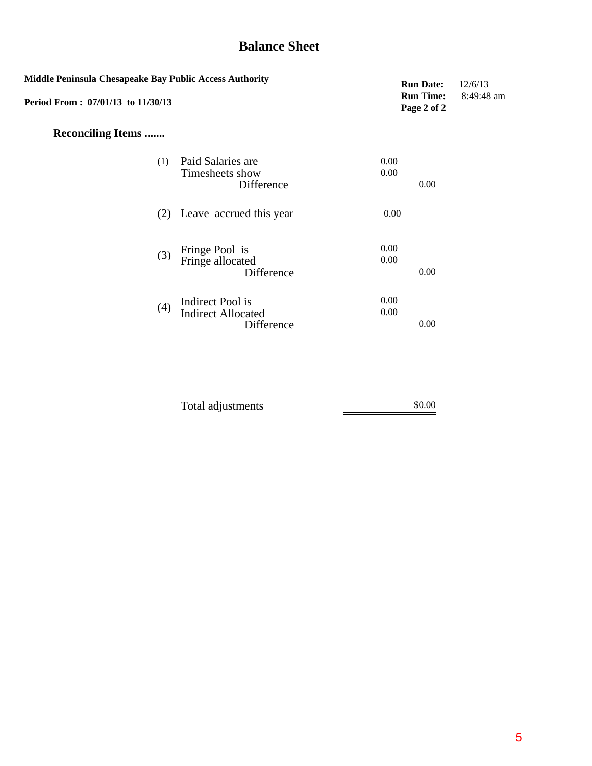# Balance Sheet

**Middle Peninsula Chesapeake Bay Public Access Authority**

**Period From : 07/01/13 to 11/30/13**

**Run Date:** 12/6/13
**Run Time:** 8:49:48 am

## Reconciling Items .......

| | | | |
|---|---|---|---|
| (1) | Paid Salaries are | 0.00 | |
| | Timesheets show | 0.00 | |
| | Difference | | 0.00 |
| (2) | Leave accrued this year | 0.00 | |
| (3) | Fringe Pool is | 0.00 | |
| | Fringe allocated | 0.00 | |
| | Difference | | 0.00 |
| (4) | Indirect Pool is | 0.00 | |
| | Indirect Allocated | 0.00 | |
| | Difference | | 0.00 |
| | Total adjustments | | $0.00 |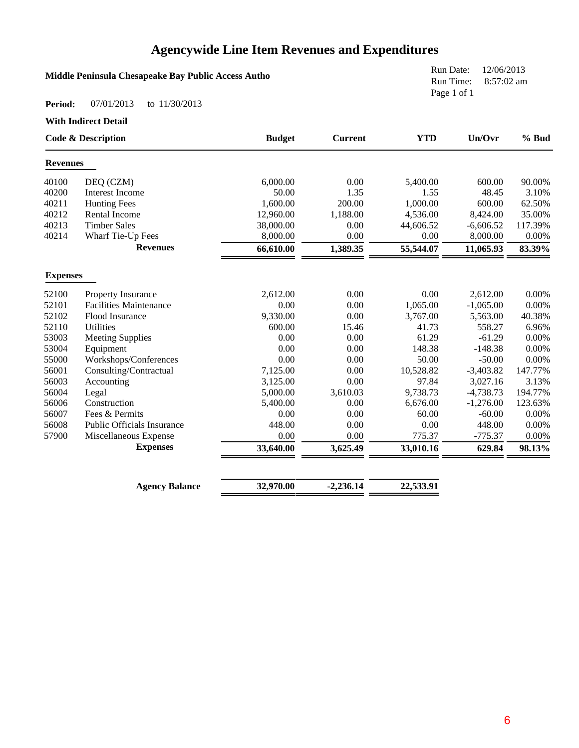# Agencywide Line Item Revenues and Expenditures

**Middle Peninsula Chesapeake Bay Public Access Autho**

Run Date: 12/06/2013
Run Time: 8:57:02 am

**Period:** 07/01/2013 to 11/30/2013

**With Indirect Detail**

| Code & Description | | Budget | Current | YTD | Un/Ovr | % Bud |
|---|---|---|---|---|---|---|
| **Revenues** | | | | | | |
| 40100 | DEQ (CZM) | 6,000.00 | 0.00 | 5,400.00 | 600.00 | 90.00% |
| 40200 | Interest Income | 50.00 | 1.35 | 1.55 | 48.45 | 3.10% |
| 40211 | Hunting Fees | 1,600.00 | 200.00 | 1,000.00 | 600.00 | 62.50% |
| 40212 | Rental Income | 12,960.00 | 1,188.00 | 4,536.00 | 8,424.00 | 35.00% |
| 40213 | Timber Sales | 38,000.00 | 0.00 | 44,606.52 | -6,606.52 | 117.39% |
| 40214 | Wharf Tie-Up Fees | 8,000.00 | 0.00 | 0.00 | 8,000.00 | 0.00% |
| | **Revenues** | **66,610.00** | **1,389.35** | **55,544.07** | **11,065.93** | **83.39%** |
| **Expenses** | | | | | | |
| 52100 | Property Insurance | 2,612.00 | 0.00 | 0.00 | 2,612.00 | 0.00% |
| 52101 | Facilities Maintenance | 0.00 | 0.00 | 1,065.00 | -1,065.00 | 0.00% |
| 52102 | Flood Insurance | 9,330.00 | 0.00 | 3,767.00 | 5,563.00 | 40.38% |
| 52110 | Utilities | 600.00 | 15.46 | 41.73 | 558.27 | 6.96% |
| 53003 | Meeting Supplies | 0.00 | 0.00 | 61.29 | -61.29 | 0.00% |
| 53004 | Equipment | 0.00 | 0.00 | 148.38 | -148.38 | 0.00% |
| 55000 | Workshops/Conferences | 0.00 | 0.00 | 50.00 | -50.00 | 0.00% |
| 56001 | Consulting/Contractual | 7,125.00 | 0.00 | 10,528.82 | -3,403.82 | 147.77% |
| 56003 | Accounting | 3,125.00 | 0.00 | 97.84 | 3,027.16 | 3.13% |
| 56004 | Legal | 5,000.00 | 3,610.03 | 9,738.73 | -4,738.73 | 194.77% |
| 56006 | Construction | 5,400.00 | 0.00 | 6,676.00 | -1,276.00 | 123.63% |
| 56007 | Fees & Permits | 0.00 | 0.00 | 60.00 | -60.00 | 0.00% |
| 56008 | Public Officials Insurance | 448.00 | 0.00 | 0.00 | 448.00 | 0.00% |
| 57900 | Miscellaneous Expense | 0.00 | 0.00 | 775.37 | -775.37 | 0.00% |
| | **Expenses** | **33,640.00** | **3,625.49** | **33,010.16** | **629.84** | **98.13%** |
| | **Agency Balance** | **32,970.00** | **-2,236.14** | **22,533.91** | | |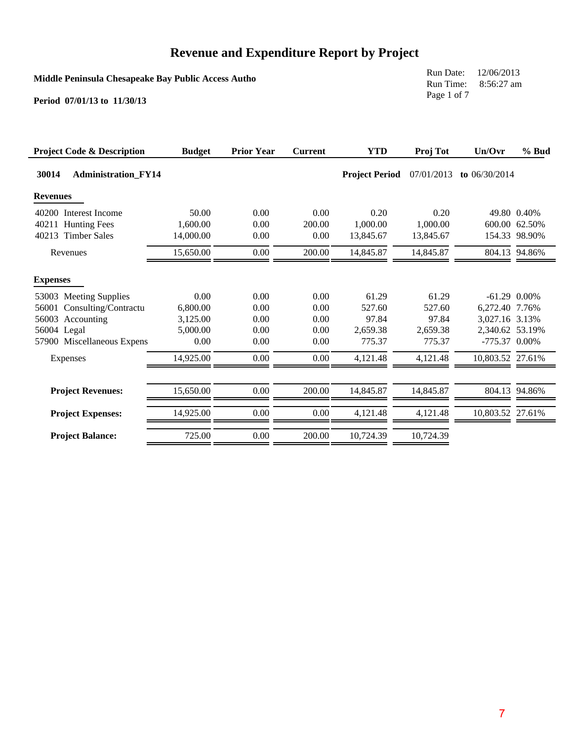# Revenue and Expenditure Report by Project

**Middle Peninsula Chesapeake Bay Public Access Autho**

Run Date: 12/06/2013
Run Time: 8:56:27 am

**Period 07/01/13 to 11/30/13**

| Project Code & Description | Budget | Prior Year | Current | YTD | Proj Tot | Un/Ovr | % Bud |
|---|---|---|---|---|---|---|---|
| **30014 Administration_FY14** | | | | **Project Period** | 07/01/2013 | **to** 06/30/2014 | |
| **Revenues** | | | | | | | |
| 40200 Interest Income | 50.00 | 0.00 | 0.00 | 0.20 | 0.20 | 49.80 | 0.40% |
| 40211 Hunting Fees | 1,600.00 | 0.00 | 200.00 | 1,000.00 | 1,000.00 | 600.00 | 62.50% |
| 40213 Timber Sales | 14,000.00 | 0.00 | 0.00 | 13,845.67 | 13,845.67 | 154.33 | 98.90% |
| Revenues | 15,650.00 | 0.00 | 200.00 | 14,845.87 | 14,845.87 | 804.13 | 94.86% |
| **Expenses** | | | | | | | |
| 53003 Meeting Supplies | 0.00 | 0.00 | 0.00 | 61.29 | 61.29 | -61.29 | 0.00% |
| 56001 Consulting/Contractu | 6,800.00 | 0.00 | 0.00 | 527.60 | 527.60 | 6,272.40 | 7.76% |
| 56003 Accounting | 3,125.00 | 0.00 | 0.00 | 97.84 | 97.84 | 3,027.16 | 3.13% |
| 56004 Legal | 5,000.00 | 0.00 | 0.00 | 2,659.38 | 2,659.38 | 2,340.62 | 53.19% |
| 57900 Miscellaneous Expens | 0.00 | 0.00 | 0.00 | 775.37 | 775.37 | -775.37 | 0.00% |
| Expenses | 14,925.00 | 0.00 | 0.00 | 4,121.48 | 4,121.48 | 10,803.52 | 27.61% |
| **Project Revenues:** | 15,650.00 | 0.00 | 200.00 | 14,845.87 | 14,845.87 | 804.13 | 94.86% |
| **Project Expenses:** | 14,925.00 | 0.00 | 0.00 | 4,121.48 | 4,121.48 | 10,803.52 | 27.61% |
| **Project Balance:** | 725.00 | 0.00 | 200.00 | 10,724.39 | 10,724.39 | | |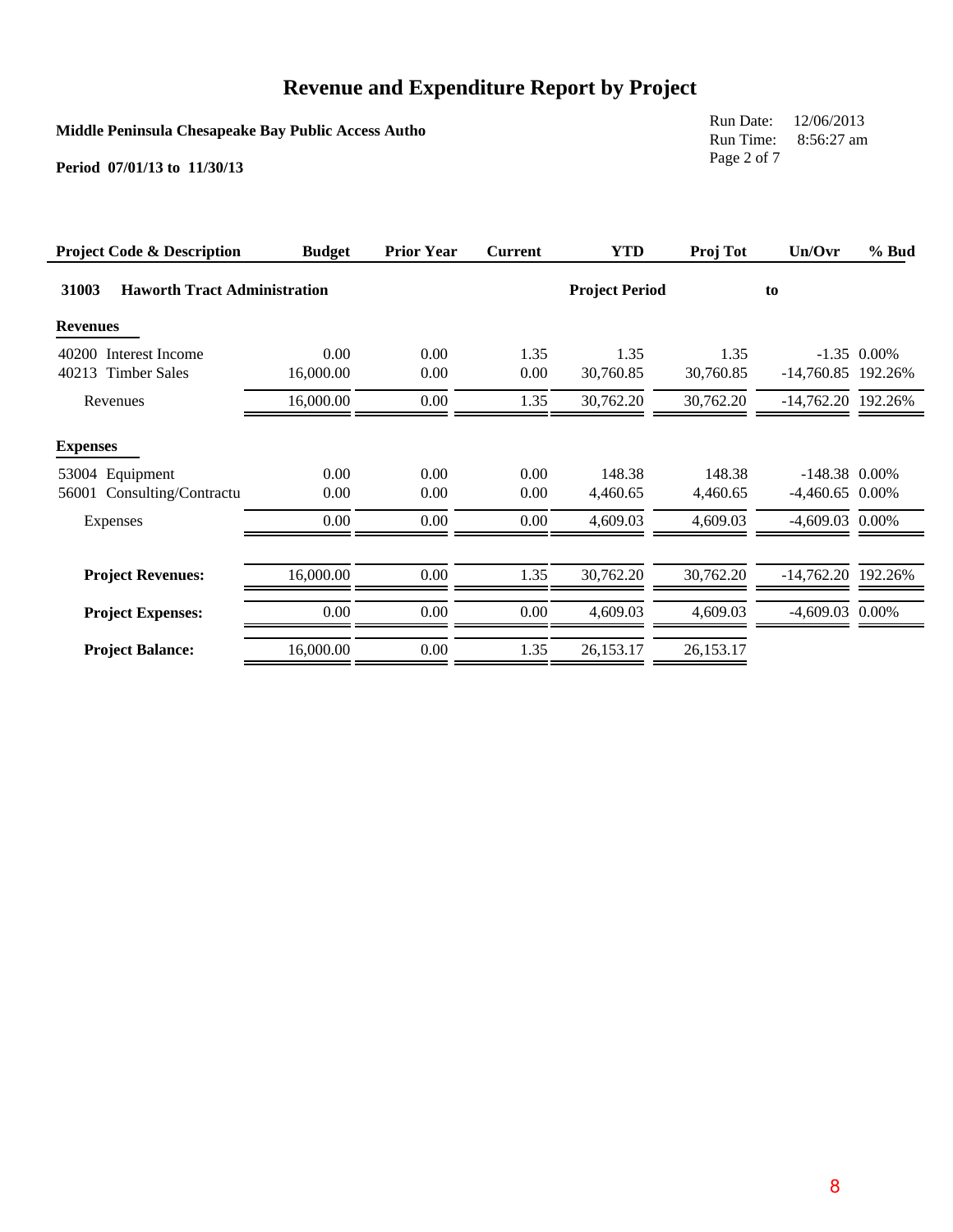# Revenue and Expenditure Report by Project

**Middle Peninsula Chesapeake Bay Public Access Autho**

**Period 07/01/13 to 11/30/13**

Run Date: 12/06/2013
Run Time: 8:56:27 am

| Project Code & Description | Budget | Prior Year | Current | YTD | Proj Tot | Un/Ovr | % Bud |
|---|---|---|---|---|---|---|---|
| **31003 Haworth Tract Administration** | | | | **Project Period** | | **to** | |
| **Revenues** | | | | | | | |
| 40200 Interest Income | 0.00 | 0.00 | 1.35 | 1.35 | 1.35 | -1.35 | 0.00% |
| 40213 Timber Sales | 16,000.00 | 0.00 | 0.00 | 30,760.85 | 30,760.85 | -14,760.85 | 192.26% |
| Revenues | 16,000.00 | 0.00 | 1.35 | 30,762.20 | 30,762.20 | -14,762.20 | 192.26% |
| **Expenses** | | | | | | | |
| 53004 Equipment | 0.00 | 0.00 | 0.00 | 148.38 | 148.38 | -148.38 | 0.00% |
| 56001 Consulting/Contractu | 0.00 | 0.00 | 0.00 | 4,460.65 | 4,460.65 | -4,460.65 | 0.00% |
| Expenses | 0.00 | 0.00 | 0.00 | 4,609.03 | 4,609.03 | -4,609.03 | 0.00% |
| **Project Revenues:** | 16,000.00 | 0.00 | 1.35 | 30,762.20 | 30,762.20 | -14,762.20 | 192.26% |
| **Project Expenses:** | 0.00 | 0.00 | 0.00 | 4,609.03 | 4,609.03 | -4,609.03 | 0.00% |
| **Project Balance:** | 16,000.00 | 0.00 | 1.35 | 26,153.17 | 26,153.17 | | |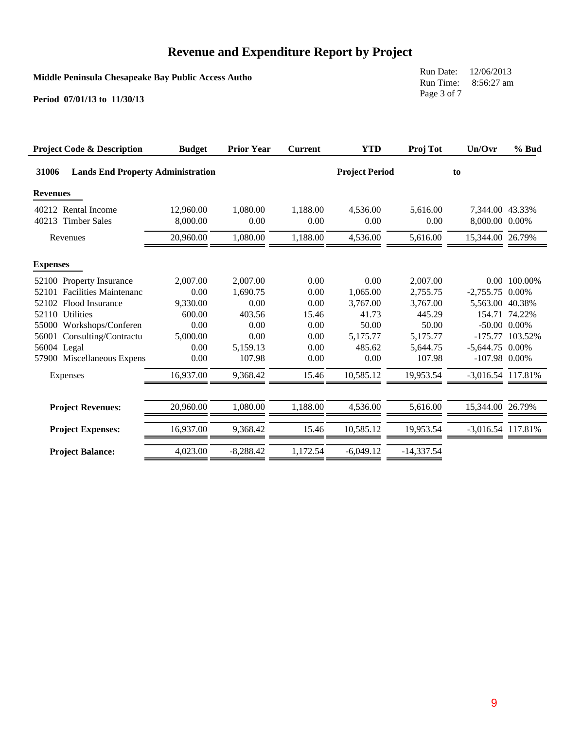# Revenue and Expenditure Report by Project

**Middle Peninsula Chesapeake Bay Public Access Autho**

**Period 07/01/13 to 11/30/13**

Run Date: 12/06/2013
Run Time: 8:56:27 am

| Project Code & Description | Budget | Prior Year | Current | YTD | Proj Tot | Un/Ovr | % Bud |
|---|---|---|---|---|---|---|---|
| **31006 Lands End Property Administration** | | | | **Project Period** | | **to** | |
| **Revenues** | | | | | | | |
| 40212 Rental Income | 12,960.00 | 1,080.00 | 1,188.00 | 4,536.00 | 5,616.00 | 7,344.00 | 43.33% |
| 40213 Timber Sales | 8,000.00 | 0.00 | 0.00 | 0.00 | 0.00 | 8,000.00 | 0.00% |
| Revenues | 20,960.00 | 1,080.00 | 1,188.00 | 4,536.00 | 5,616.00 | 15,344.00 | 26.79% |
| **Expenses** | | | | | | | |
| 52100 Property Insurance | 2,007.00 | 2,007.00 | 0.00 | 0.00 | 2,007.00 | 0.00 | 100.00% |
| 52101 Facilities Maintenanc | 0.00 | 1,690.75 | 0.00 | 1,065.00 | 2,755.75 | -2,755.75 | 0.00% |
| 52102 Flood Insurance | 9,330.00 | 0.00 | 0.00 | 3,767.00 | 3,767.00 | 5,563.00 | 40.38% |
| 52110 Utilities | 600.00 | 403.56 | 15.46 | 41.73 | 445.29 | 154.71 | 74.22% |
| 55000 Workshops/Conferen | 0.00 | 0.00 | 0.00 | 50.00 | 50.00 | -50.00 | 0.00% |
| 56001 Consulting/Contractu | 5,000.00 | 0.00 | 0.00 | 5,175.77 | 5,175.77 | -175.77 | 103.52% |
| 56004 Legal | 0.00 | 5,159.13 | 0.00 | 485.62 | 5,644.75 | -5,644.75 | 0.00% |
| 57900 Miscellaneous Expens | 0.00 | 107.98 | 0.00 | 0.00 | 107.98 | -107.98 | 0.00% |
| Expenses | 16,937.00 | 9,368.42 | 15.46 | 10,585.12 | 19,953.54 | -3,016.54 | 117.81% |
| **Project Revenues:** | 20,960.00 | 1,080.00 | 1,188.00 | 4,536.00 | 5,616.00 | 15,344.00 | 26.79% |
| **Project Expenses:** | 16,937.00 | 9,368.42 | 15.46 | 10,585.12 | 19,953.54 | -3,016.54 | 117.81% |
| **Project Balance:** | 4,023.00 | -8,288.42 | 1,172.54 | -6,049.12 | -14,337.54 | | |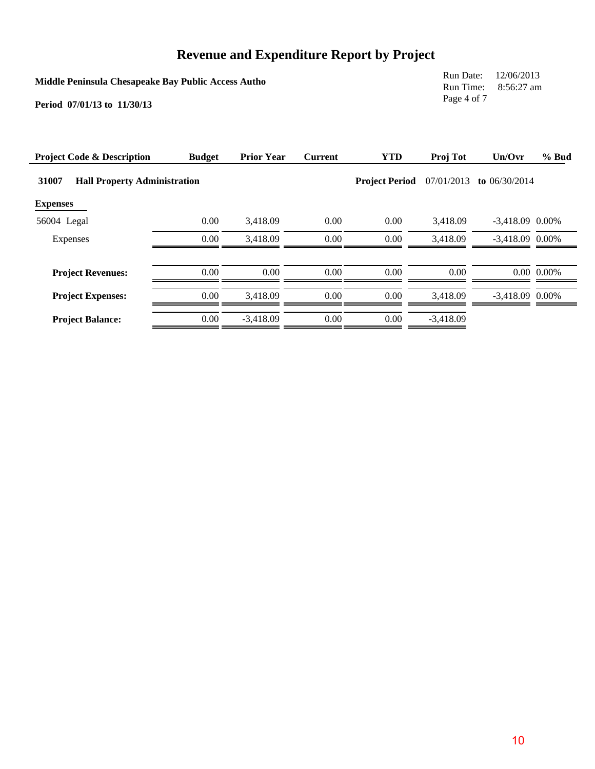# Revenue and Expenditure Report by Project

**Middle Peninsula Chesapeake Bay Public Access Autho**

**Period 07/01/13 to 11/30/13**

Run Date: 12/06/2013
Run Time: 8:56:27 am

| Project Code & Description | Budget | Prior Year | Current | YTD | Proj Tot | Un/Ovr | % Bud |
|---|---|---|---|---|---|---|---|
| **31007 Hall Property Administration** | | | | **Project Period** | 07/01/2013 | **to** 06/30/2014 | |
| **Expenses** | | | | | | | |
| 56004 Legal | 0.00 | 3,418.09 | 0.00 | 0.00 | 3,418.09 | -3,418.09 | 0.00% |
| Expenses | 0.00 | 3,418.09 | 0.00 | 0.00 | 3,418.09 | -3,418.09 | 0.00% |
| **Project Revenues:** | 0.00 | 0.00 | 0.00 | 0.00 | 0.00 | 0.00 | 0.00% |
| **Project Expenses:** | 0.00 | 3,418.09 | 0.00 | 0.00 | 3,418.09 | -3,418.09 | 0.00% |
| **Project Balance:** | 0.00 | -3,418.09 | 0.00 | 0.00 | -3,418.09 | | |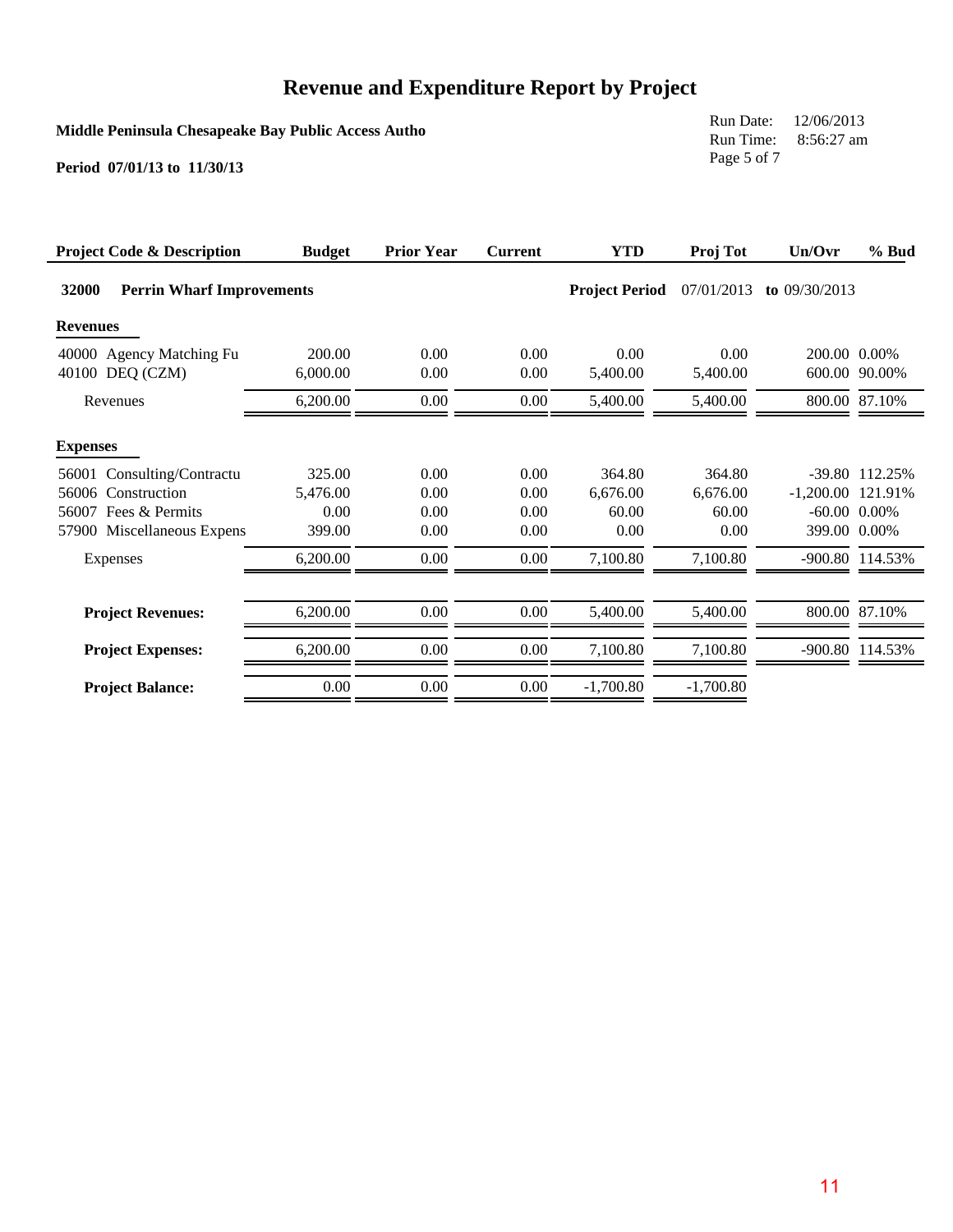# Revenue and Expenditure Report by Project

**Middle Peninsula Chesapeake Bay Public Access Autho**

**Period 07/01/13 to 11/30/13**

Run Date: 12/06/2013
Run Time: 8:56:27 am

| Project Code & Description | Budget | Prior Year | Current | YTD | Proj Tot | Un/Ovr | % Bud |
|---|---|---|---|---|---|---|---|
| **32000 Perrin Wharf Improvements** | | | | **Project Period** | 07/01/2013 | **to** 09/30/2013 | |
| **Revenues** | | | | | | | |
| 40000 Agency Matching Fu | 200.00 | 0.00 | 0.00 | 0.00 | 0.00 | 200.00 | 0.00% |
| 40100 DEQ (CZM) | 6,000.00 | 0.00 | 0.00 | 5,400.00 | 5,400.00 | 600.00 | 90.00% |
| Revenues | 6,200.00 | 0.00 | 0.00 | 5,400.00 | 5,400.00 | 800.00 | 87.10% |
| **Expenses** | | | | | | | |
| 56001 Consulting/Contractu | 325.00 | 0.00 | 0.00 | 364.80 | 364.80 | -39.80 | 112.25% |
| 56006 Construction | 5,476.00 | 0.00 | 0.00 | 6,676.00 | 6,676.00 | -1,200.00 | 121.91% |
| 56007 Fees & Permits | 0.00 | 0.00 | 0.00 | 60.00 | 60.00 | -60.00 | 0.00% |
| 57900 Miscellaneous Expens | 399.00 | 0.00 | 0.00 | 0.00 | 0.00 | 399.00 | 0.00% |
| Expenses | 6,200.00 | 0.00 | 0.00 | 7,100.80 | 7,100.80 | -900.80 | 114.53% |
| **Project Revenues:** | 6,200.00 | 0.00 | 0.00 | 5,400.00 | 5,400.00 | 800.00 | 87.10% |
| **Project Expenses:** | 6,200.00 | 0.00 | 0.00 | 7,100.80 | 7,100.80 | -900.80 | 114.53% |
| **Project Balance:** | 0.00 | 0.00 | 0.00 | -1,700.80 | -1,700.80 | | |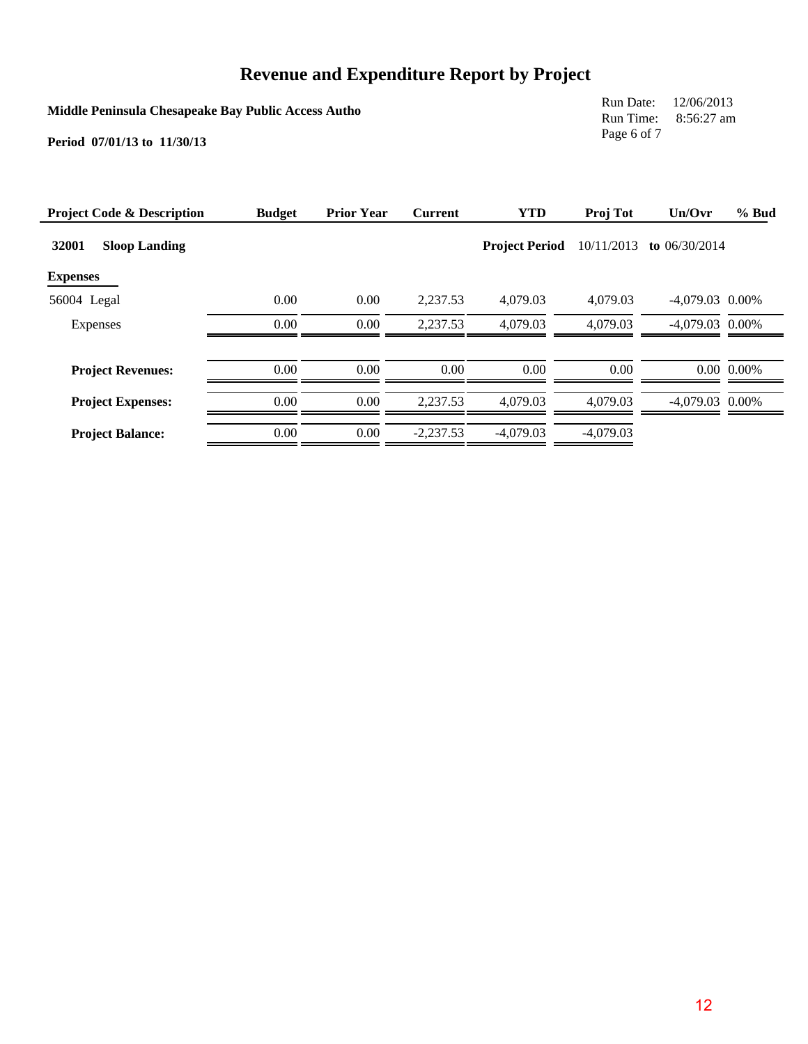# Revenue and Expenditure Report by Project

**Middle Peninsula Chesapeake Bay Public Access Autho**

**Period 07/01/13 to 11/30/13**

Run Date: 12/06/2013
Run Time: 8:56:27 am

| Project Code & Description | Budget | Prior Year | Current | YTD | Proj Tot | Un/Ovr | % Bud |
|---|---|---|---|---|---|---|---|
| **32001 Sloop Landing** | | | | **Project Period** | 10/11/2013 | **to** 06/30/2014 | |
| **Expenses** | | | | | | | |
| 56004 Legal | 0.00 | 0.00 | 2,237.53 | 4,079.03 | 4,079.03 | -4,079.03 | 0.00% |
| Expenses | 0.00 | 0.00 | 2,237.53 | 4,079.03 | 4,079.03 | -4,079.03 | 0.00% |
| **Project Revenues:** | 0.00 | 0.00 | 0.00 | 0.00 | 0.00 | 0.00 | 0.00% |
| **Project Expenses:** | 0.00 | 0.00 | 2,237.53 | 4,079.03 | 4,079.03 | -4,079.03 | 0.00% |
| **Project Balance:** | 0.00 | 0.00 | -2,237.53 | -4,079.03 | -4,079.03 | | |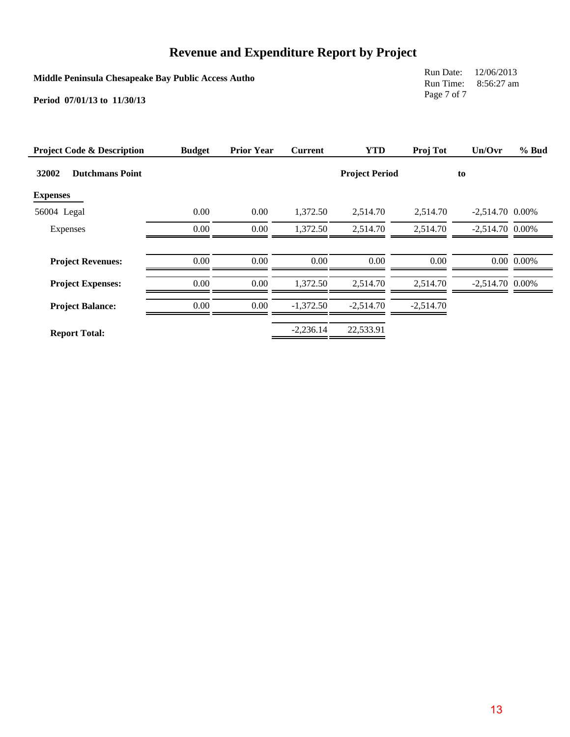# Revenue and Expenditure Report by Project

**Middle Peninsula Chesapeake Bay Public Access Autho**

**Period 07/01/13 to 11/30/13**

Run Date: 12/06/2013
Run Time: 8:56:27 am

| Project Code & Description | Budget | Prior Year | Current | YTD | Proj Tot | Un/Ovr | % Bud |
|---|---|---|---|---|---|---|---|
| **32002 Dutchmans Point** | | | | **Project Period** | | **to** | |
| **Expenses** | | | | | | | |
| 56004 Legal | 0.00 | 0.00 | 1,372.50 | 2,514.70 | 2,514.70 | -2,514.70 | 0.00% |
| Expenses | 0.00 | 0.00 | 1,372.50 | 2,514.70 | 2,514.70 | -2,514.70 | 0.00% |
| **Project Revenues:** | 0.00 | 0.00 | 0.00 | 0.00 | 0.00 | 0.00 | 0.00% |
| **Project Expenses:** | 0.00 | 0.00 | 1,372.50 | 2,514.70 | 2,514.70 | -2,514.70 | 0.00% |
| **Project Balance:** | 0.00 | 0.00 | -1,372.50 | -2,514.70 | -2,514.70 | | |
| **Report Total:** | | | -2,236.14 | 22,533.91 | | | |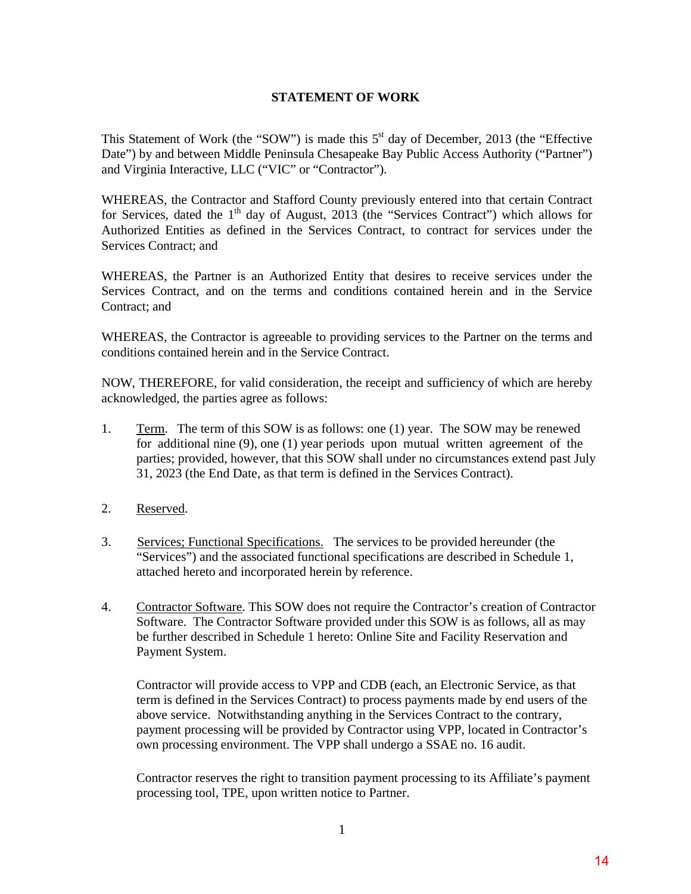# STATEMENT OF WORK

This Statement of Work (the "SOW") is made this 5[st] day of December, 2013 (the "Effective Date") by and between Middle Peninsula Chesapeake Bay Public Access Authority ("Partner") and Virginia Interactive, LLC ("VIC" or "Contractor").

WHEREAS, the Contractor and Stafford County previously entered into that certain Contract for Services, dated the 1[th] day of August, 2013 (the "Services Contract") which allows for Authorized Entities as defined in the Services Contract, to contract for services under the Services Contract; and

WHEREAS, the Partner is an Authorized Entity that desires to receive services under the Services Contract, and on the terms and conditions contained herein and in the Service Contract; and

WHEREAS, the Contractor is agreeable to providing services to the Partner on the terms and conditions contained herein and in the Service Contract.

NOW, THEREFORE, for valid consideration, the receipt and sufficiency of which are hereby acknowledged, the parties agree as follows:

1. Term. The term of this SOW is as follows: one (1) year. The SOW may be renewed for additional nine (9), one (1) year periods upon mutual written agreement of the parties; provided, however, that this SOW shall under no circumstances extend past July 31, 2023 (the End Date, as that term is defined in the Services Contract).

2. Reserved.

3. Services; Functional Specifications. The services to be provided hereunder (the "Services") and the associated functional specifications are described in Schedule 1, attached hereto and incorporated herein by reference.

4. Contractor Software. This SOW does not require the Contractor's creation of Contractor Software. The Contractor Software provided under this SOW is as follows, all as may be further described in Schedule 1 hereto: Online Site and Facility Reservation and Payment System.

   Contractor will provide access to VPP and CDB (each, an Electronic Service, as that term is defined in the Services Contract) to process payments made by end users of the above service. Notwithstanding anything in the Services Contract to the contrary, payment processing will be provided by Contractor using VPP, located in Contractor's own processing environment. The VPP shall undergo a SSAE no. 16 audit.

   Contractor reserves the right to transition payment processing to its Affiliate's payment processing tool, TPE, upon written notice to Partner.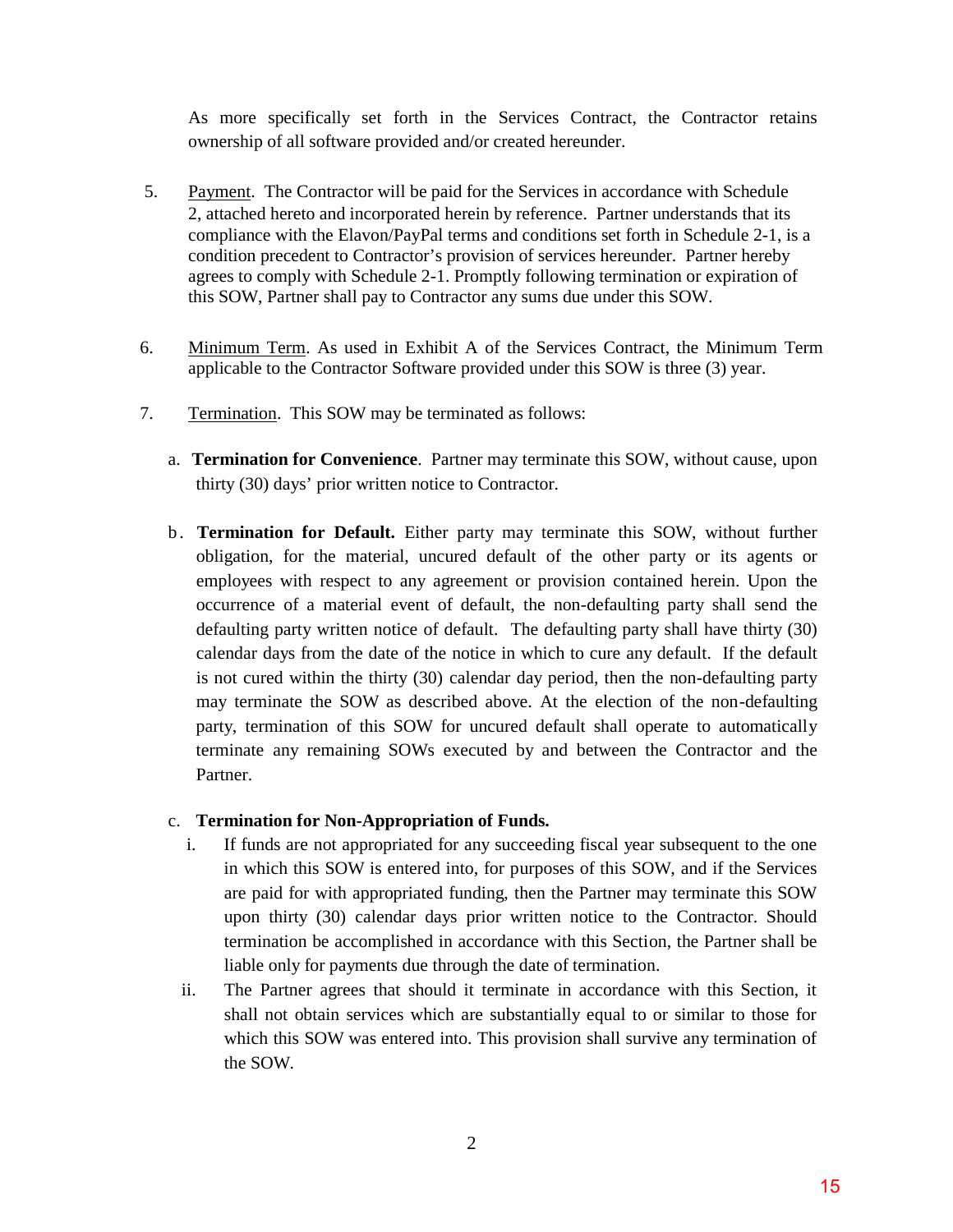As more specifically set forth in the Services Contract, the Contractor retains ownership of all software provided and/or created hereunder.

5. Payment. The Contractor will be paid for the Services in accordance with Schedule 2, attached hereto and incorporated herein by reference. Partner understands that its compliance with the Elavon/PayPal terms and conditions set forth in Schedule 2-1, is a condition precedent to Contractor's provision of services hereunder. Partner hereby agrees to comply with Schedule 2-1. Promptly following termination or expiration of this SOW, Partner shall pay to Contractor any sums due under this SOW.

6. Minimum Term. As used in Exhibit A of the Services Contract, the Minimum Term applicable to the Contractor Software provided under this SOW is three (3) year.

7. Termination. This SOW may be terminated as follows:

   a. **Termination for Convenience**. Partner may terminate this SOW, without cause, upon thirty (30) days' prior written notice to Contractor.

   b. **Termination for Default.** Either party may terminate this SOW, without further obligation, for the material, uncured default of the other party or its agents or employees with respect to any agreement or provision contained herein. Upon the occurrence of a material event of default, the non-defaulting party shall send the defaulting party written notice of default. The defaulting party shall have thirty (30) calendar days from the date of the notice in which to cure any default. If the default is not cured within the thirty (30) calendar day period, then the non-defaulting party may terminate the SOW as described above. At the election of the non-defaulting party, termination of this SOW for uncured default shall operate to automatically terminate any remaining SOWs executed by and between the Contractor and the Partner.

   c. **Termination for Non-Appropriation of Funds.**

      i. If funds are not appropriated for any succeeding fiscal year subsequent to the one in which this SOW is entered into, for purposes of this SOW, and if the Services are paid for with appropriated funding, then the Partner may terminate this SOW upon thirty (30) calendar days prior written notice to the Contractor. Should termination be accomplished in accordance with this Section, the Partner shall be liable only for payments due through the date of termination.

      ii. The Partner agrees that should it terminate in accordance with this Section, it shall not obtain services which are substantially equal to or similar to those for which this SOW was entered into. This provision shall survive any termination of the SOW.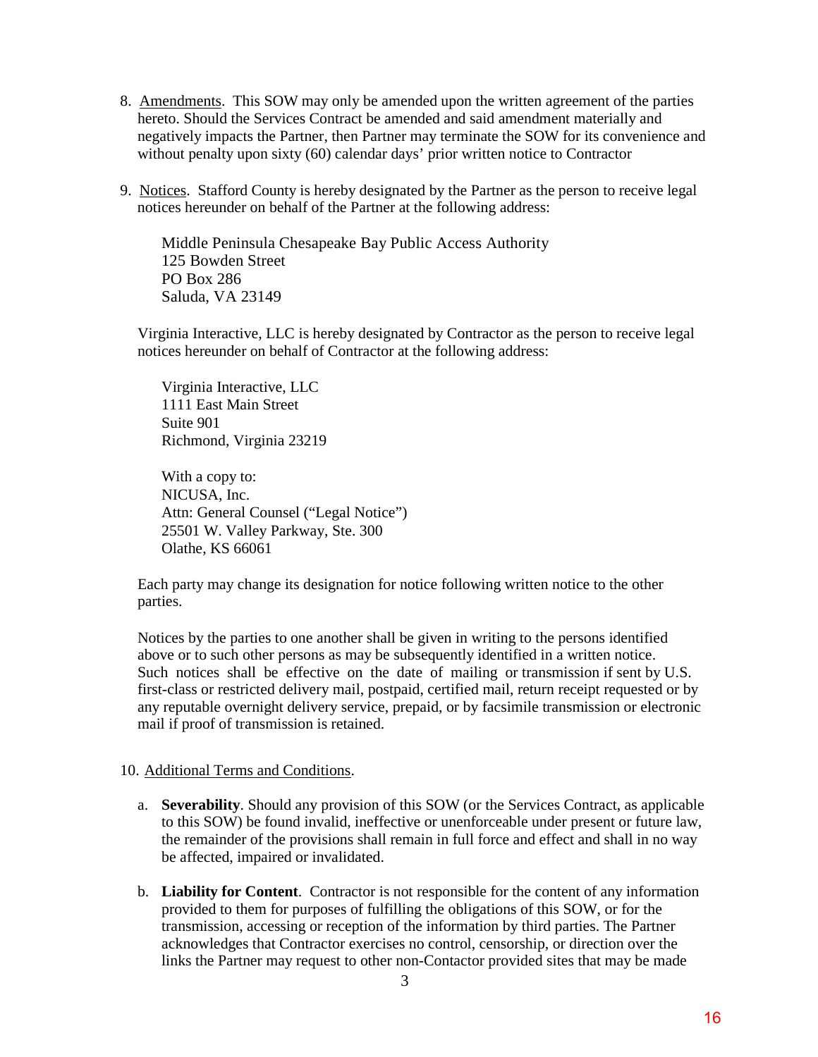8. Amendments. This SOW may only be amended upon the written agreement of the parties hereto. Should the Services Contract be amended and said amendment materially and negatively impacts the Partner, then Partner may terminate the SOW for its convenience and without penalty upon sixty (60) calendar days' prior written notice to Contractor

9. Notices. Stafford County is hereby designated by the Partner as the person to receive legal notices hereunder on behalf of the Partner at the following address:

   Middle Peninsula Chesapeake Bay Public Access Authority
   125 Bowden Street
   PO Box 286
   Saluda, VA 23149

   Virginia Interactive, LLC is hereby designated by Contractor as the person to receive legal notices hereunder on behalf of Contractor at the following address:

   Virginia Interactive, LLC
   1111 East Main Street
   Suite 901
   Richmond, Virginia 23219

   With a copy to:
   NICUSA, Inc.
   Attn: General Counsel ("Legal Notice")
   25501 W. Valley Parkway, Ste. 300
   Olathe, KS 66061

   Each party may change its designation for notice following written notice to the other parties.

   Notices by the parties to one another shall be given in writing to the persons identified above or to such other persons as may be subsequently identified in a written notice. Such notices shall be effective on the date of mailing or transmission if sent by U.S. first-class or restricted delivery mail, postpaid, certified mail, return receipt requested or by any reputable overnight delivery service, prepaid, or by facsimile transmission or electronic mail if proof of transmission is retained.

10. Additional Terms and Conditions.

    a. **Severability**. Should any provision of this SOW (or the Services Contract, as applicable to this SOW) be found invalid, ineffective or unenforceable under present or future law, the remainder of the provisions shall remain in full force and effect and shall in no way be affected, impaired or invalidated.

    b. **Liability for Content**. Contractor is not responsible for the content of any information provided to them for purposes of fulfilling the obligations of this SOW, or for the transmission, accessing or reception of the information by third parties. The Partner acknowledges that Contractor exercises no control, censorship, or direction over the links the Partner may request to other non-Contactor provided sites that may be made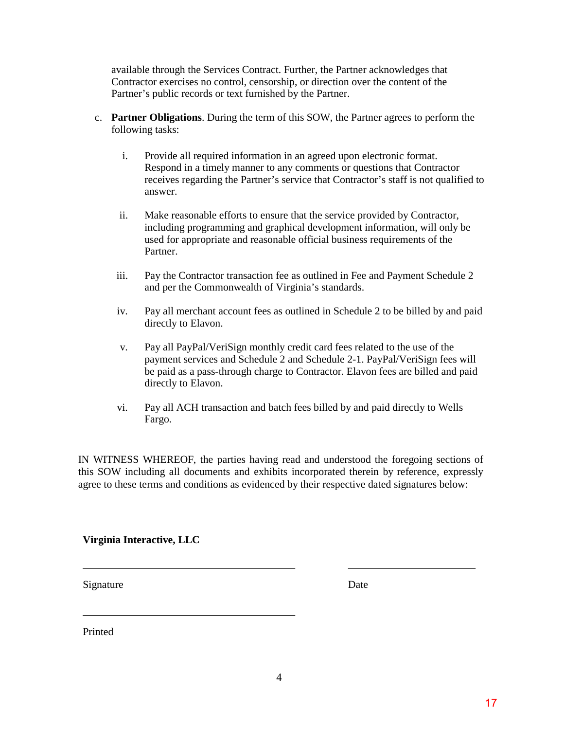available through the Services Contract. Further, the Partner acknowledges that Contractor exercises no control, censorship, or direction over the content of the Partner's public records or text furnished by the Partner.

c. **Partner Obligations**. During the term of this SOW, the Partner agrees to perform the following tasks:

   i. Provide all required information in an agreed upon electronic format. Respond in a timely manner to any comments or questions that Contractor receives regarding the Partner's service that Contractor's staff is not qualified to answer.

   ii. Make reasonable efforts to ensure that the service provided by Contractor, including programming and graphical development information, will only be used for appropriate and reasonable official business requirements of the Partner.

   iii. Pay the Contractor transaction fee as outlined in Fee and Payment Schedule 2 and per the Commonwealth of Virginia's standards.

   iv. Pay all merchant account fees as outlined in Schedule 2 to be billed by and paid directly to Elavon.

   v. Pay all PayPal/VeriSign monthly credit card fees related to the use of the payment services and Schedule 2 and Schedule 2-1. PayPal/VeriSign fees will be paid as a pass-through charge to Contractor. Elavon fees are billed and paid directly to Elavon.

   vi. Pay all ACH transaction and batch fees billed by and paid directly to Wells Fargo.

IN WITNESS WHEREOF, the parties having read and understood the foregoing sections of this SOW including all documents and exhibits incorporated therein by reference, expressly agree to these terms and conditions as evidenced by their respective dated signatures below:

**Virginia Interactive, LLC**

______________________________ ______________________

Signature Date

______________________________

Printed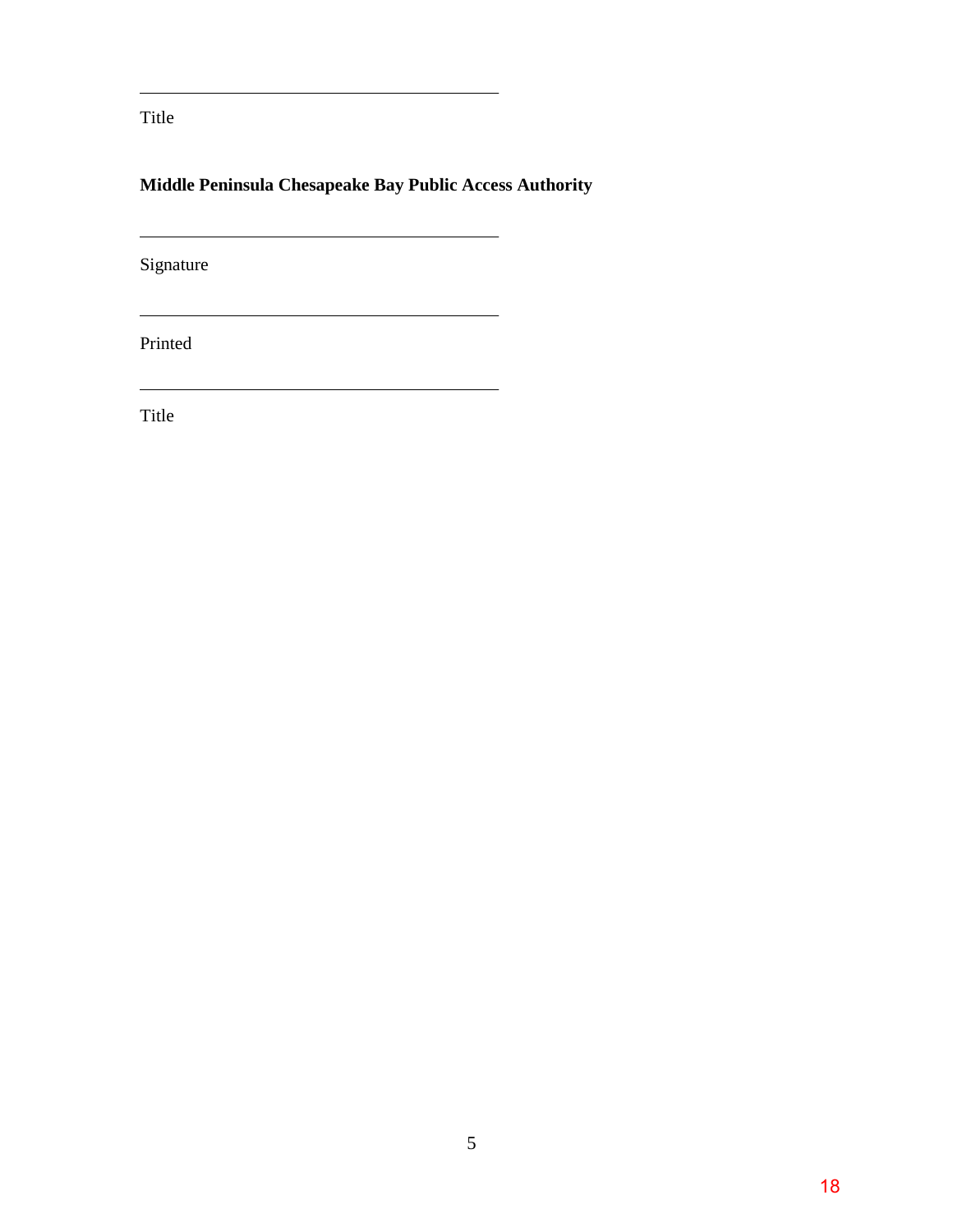\_\_\_\_\_\_\_\_\_\_\_\_\_\_\_\_\_\_\_\_\_\_\_\_\_\_\_\_\_\_\_\_\_\_\_\_\_\_\_\_

Title

**Middle Peninsula Chesapeake Bay Public Access Authority**

\_\_\_\_\_\_\_\_\_\_\_\_\_\_\_\_\_\_\_\_\_\_\_\_\_\_\_\_\_\_\_\_\_\_\_\_\_\_\_\_

Signature

\_\_\_\_\_\_\_\_\_\_\_\_\_\_\_\_\_\_\_\_\_\_\_\_\_\_\_\_\_\_\_\_\_\_\_\_\_\_\_\_

Printed

\_\_\_\_\_\_\_\_\_\_\_\_\_\_\_\_\_\_\_\_\_\_\_\_\_\_\_\_\_\_\_\_\_\_\_\_\_\_\_\_

Title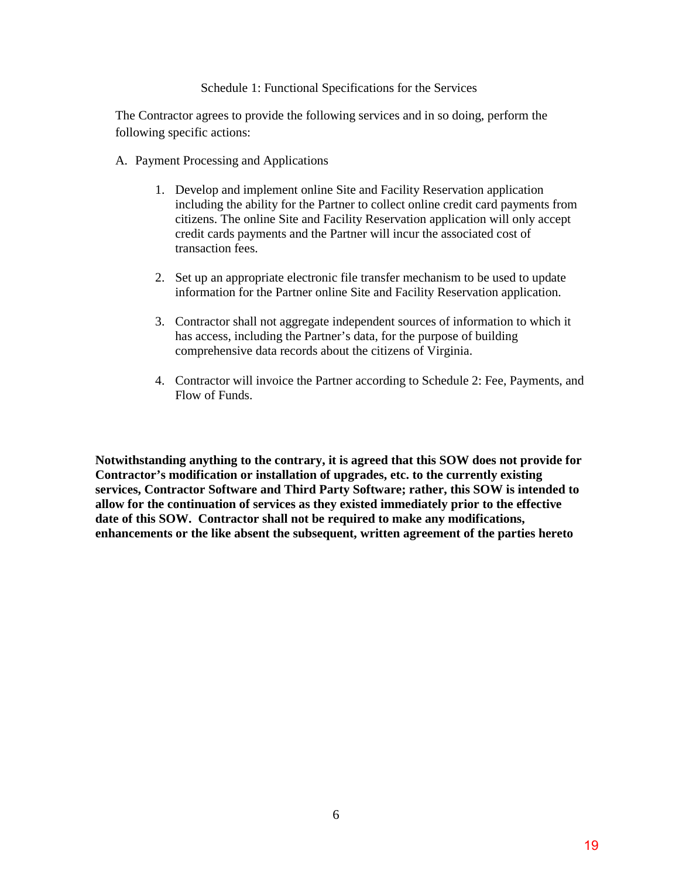## Schedule 1: Functional Specifications for the Services

The Contractor agrees to provide the following services and in so doing, perform the following specific actions:

A. Payment Processing and Applications

1. Develop and implement online Site and Facility Reservation application including the ability for the Partner to collect online credit card payments from citizens. The online Site and Facility Reservation application will only accept credit cards payments and the Partner will incur the associated cost of transaction fees.

2. Set up an appropriate electronic file transfer mechanism to be used to update information for the Partner online Site and Facility Reservation application.

3. Contractor shall not aggregate independent sources of information to which it has access, including the Partner's data, for the purpose of building comprehensive data records about the citizens of Virginia.

4. Contractor will invoice the Partner according to Schedule 2: Fee, Payments, and Flow of Funds.

**Notwithstanding anything to the contrary, it is agreed that this SOW does not provide for Contractor's modification or installation of upgrades, etc. to the currently existing services, Contractor Software and Third Party Software; rather, this SOW is intended to allow for the continuation of services as they existed immediately prior to the effective date of this SOW. Contractor shall not be required to make any modifications, enhancements or the like absent the subsequent, written agreement of the parties hereto**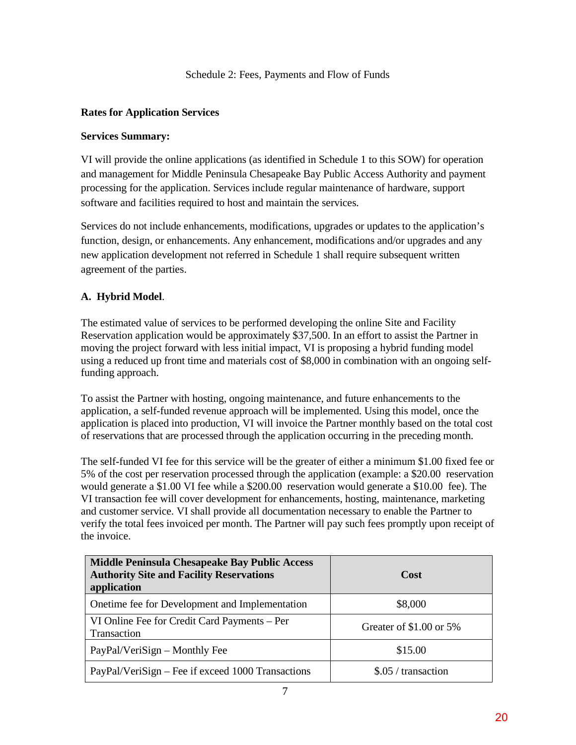Schedule 2: Fees, Payments and Flow of Funds

**Rates for Application Services**

**Services Summary:**

VI will provide the online applications (as identified in Schedule 1 to this SOW) for operation and management for Middle Peninsula Chesapeake Bay Public Access Authority and payment processing for the application. Services include regular maintenance of hardware, support software and facilities required to host and maintain the services.

Services do not include enhancements, modifications, upgrades or updates to the application's function, design, or enhancements. Any enhancement, modifications and/or upgrades and any new application development not referred in Schedule 1 shall require subsequent written agreement of the parties.

**A. Hybrid Model**.

The estimated value of services to be performed developing the online Site and Facility Reservation application would be approximately $37,500. In an effort to assist the Partner in moving the project forward with less initial impact, VI is proposing a hybrid funding model using a reduced up front time and materials cost of $8,000 in combination with an ongoing self-funding approach.

To assist the Partner with hosting, ongoing maintenance, and future enhancements to the application, a self-funded revenue approach will be implemented. Using this model, once the application is placed into production, VI will invoice the Partner monthly based on the total cost of reservations that are processed through the application occurring in the preceding month.

The self-funded VI fee for this service will be the greater of either a minimum $1.00 fixed fee or 5% of the cost per reservation processed through the application (example: a $20.00 reservation would generate a $1.00 VI fee while a $200.00 reservation would generate a $10.00 fee). The VI transaction fee will cover development for enhancements, hosting, maintenance, marketing and customer service. VI shall provide all documentation necessary to enable the Partner to verify the total fees invoiced per month. The Partner will pay such fees promptly upon receipt of the invoice.

| Middle Peninsula Chesapeake Bay Public Access Authority Site and Facility Reservations application | Cost |
|---|---|
| Onetime fee for Development and Implementation | $8,000 |
| VI Online Fee for Credit Card Payments – Per Transaction | Greater of $1.00 or 5% |
| PayPal/VeriSign – Monthly Fee | $15.00 |
| PayPal/VeriSign – Fee if exceed 1000 Transactions | $.05 / transaction |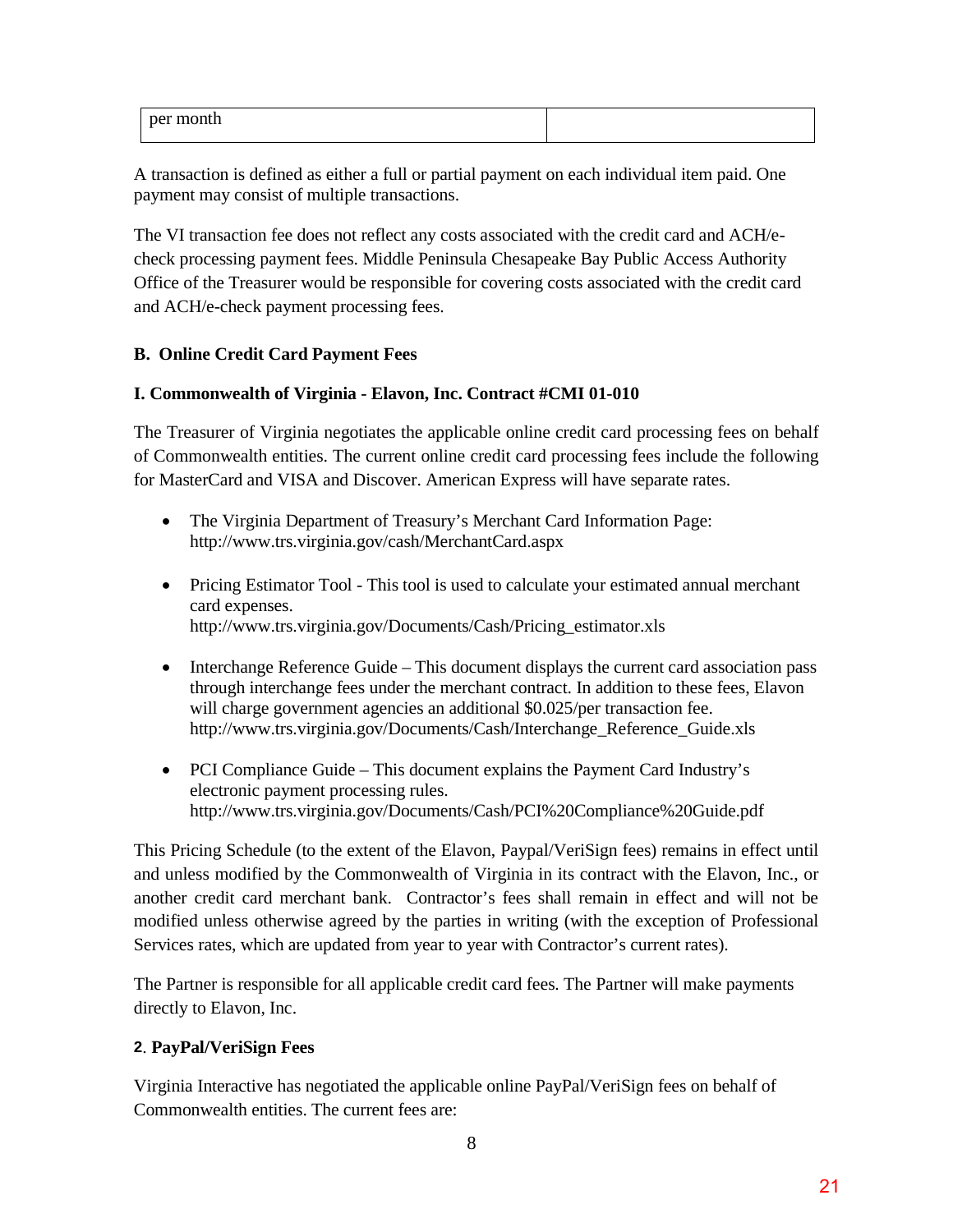| per month | |
|---|---|

A transaction is defined as either a full or partial payment on each individual item paid. One payment may consist of multiple transactions.

The VI transaction fee does not reflect any costs associated with the credit card and ACH/e-check processing payment fees. Middle Peninsula Chesapeake Bay Public Access Authority Office of the Treasurer would be responsible for covering costs associated with the credit card and ACH/e-check payment processing fees.

**B. Online Credit Card Payment Fees**

**I. Commonwealth of Virginia - Elavon, Inc. Contract #CMI 01-010**

The Treasurer of Virginia negotiates the applicable online credit card processing fees on behalf of Commonwealth entities. The current online credit card processing fees include the following for MasterCard and VISA and Discover. American Express will have separate rates.

- The Virginia Department of Treasury's Merchant Card Information Page: http://www.trs.virginia.gov/cash/MerchantCard.aspx
- Pricing Estimator Tool - This tool is used to calculate your estimated annual merchant card expenses. http://www.trs.virginia.gov/Documents/Cash/Pricing_estimator.xls
- Interchange Reference Guide – This document displays the current card association pass through interchange fees under the merchant contract. In addition to these fees, Elavon will charge government agencies an additional $0.025/per transaction fee. http://www.trs.virginia.gov/Documents/Cash/Interchange_Reference_Guide.xls
- PCI Compliance Guide – This document explains the Payment Card Industry's electronic payment processing rules. http://www.trs.virginia.gov/Documents/Cash/PCI%20Compliance%20Guide.pdf

This Pricing Schedule (to the extent of the Elavon, Paypal/VeriSign fees) remains in effect until and unless modified by the Commonwealth of Virginia in its contract with the Elavon, Inc., or another credit card merchant bank. Contractor's fees shall remain in effect and will not be modified unless otherwise agreed by the parties in writing (with the exception of Professional Services rates, which are updated from year to year with Contractor's current rates).

The Partner is responsible for all applicable credit card fees. The Partner will make payments directly to Elavon, Inc.

**2. PayPal/VeriSign Fees**

Virginia Interactive has negotiated the applicable online PayPal/VeriSign fees on behalf of Commonwealth entities. The current fees are: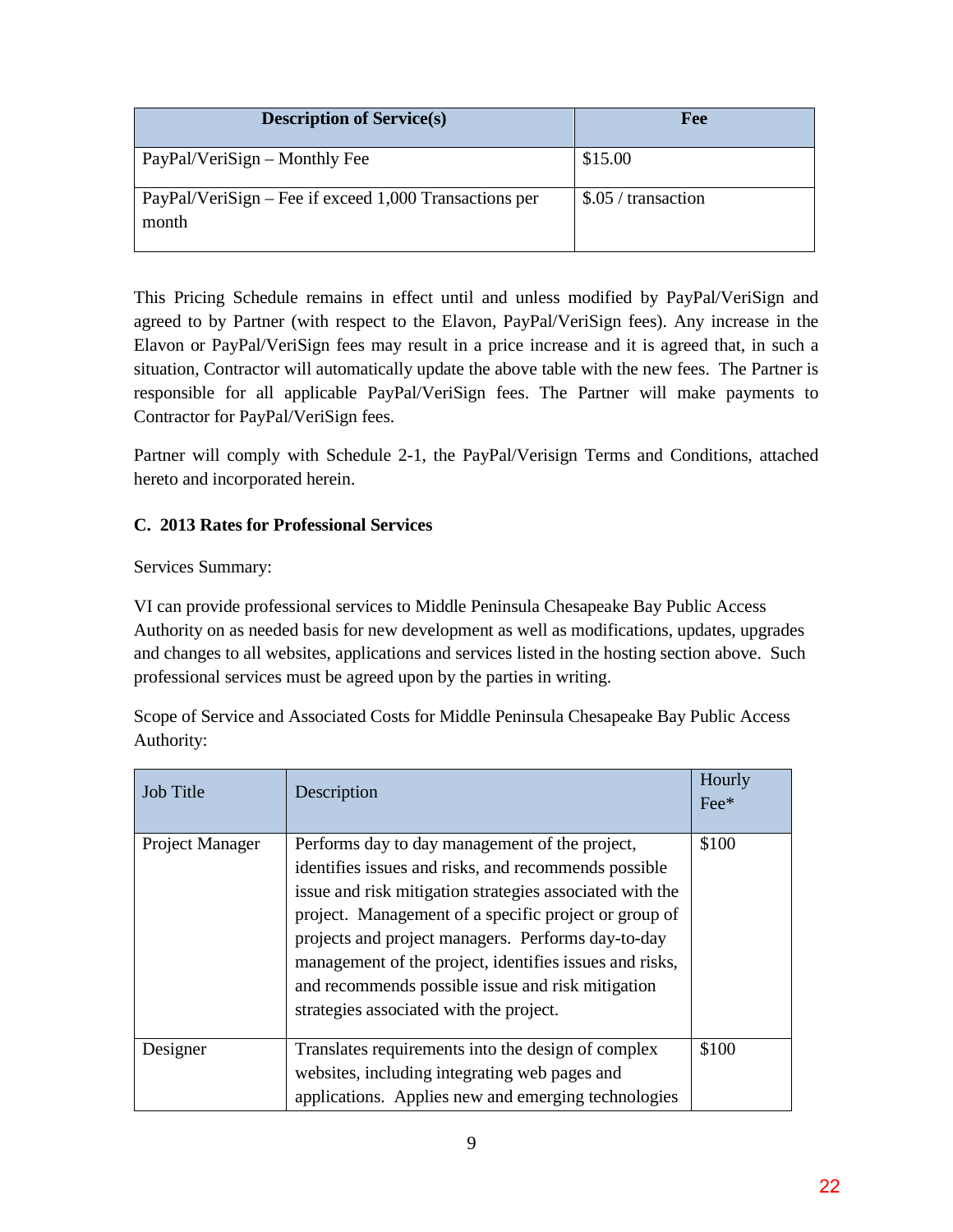| Description of Service(s) | Fee |
|---|---|
| PayPal/VeriSign – Monthly Fee | $15.00 |
| PayPal/VeriSign – Fee if exceed 1,000 Transactions per month | $.05 / transaction |

This Pricing Schedule remains in effect until and unless modified by PayPal/VeriSign and agreed to by Partner (with respect to the Elavon, PayPal/VeriSign fees). Any increase in the Elavon or PayPal/VeriSign fees may result in a price increase and it is agreed that, in such a situation, Contractor will automatically update the above table with the new fees. The Partner is responsible for all applicable PayPal/VeriSign fees. The Partner will make payments to Contractor for PayPal/VeriSign fees.

Partner will comply with Schedule 2-1, the PayPal/Verisign Terms and Conditions, attached hereto and incorporated herein.

**C. 2013 Rates for Professional Services**

Services Summary:

VI can provide professional services to Middle Peninsula Chesapeake Bay Public Access Authority on as needed basis for new development as well as modifications, updates, upgrades and changes to all websites, applications and services listed in the hosting section above. Such professional services must be agreed upon by the parties in writing.

Scope of Service and Associated Costs for Middle Peninsula Chesapeake Bay Public Access Authority:

| Job Title | Description | Hourly Fee* |
|---|---|---|
| Project Manager | Performs day to day management of the project, identifies issues and risks, and recommends possible issue and risk mitigation strategies associated with the project. Management of a specific project or group of projects and project managers. Performs day-to-day management of the project, identifies issues and risks, and recommends possible issue and risk mitigation strategies associated with the project. | $100 |
| Designer | Translates requirements into the design of complex websites, including integrating web pages and applications. Applies new and emerging technologies | $100 |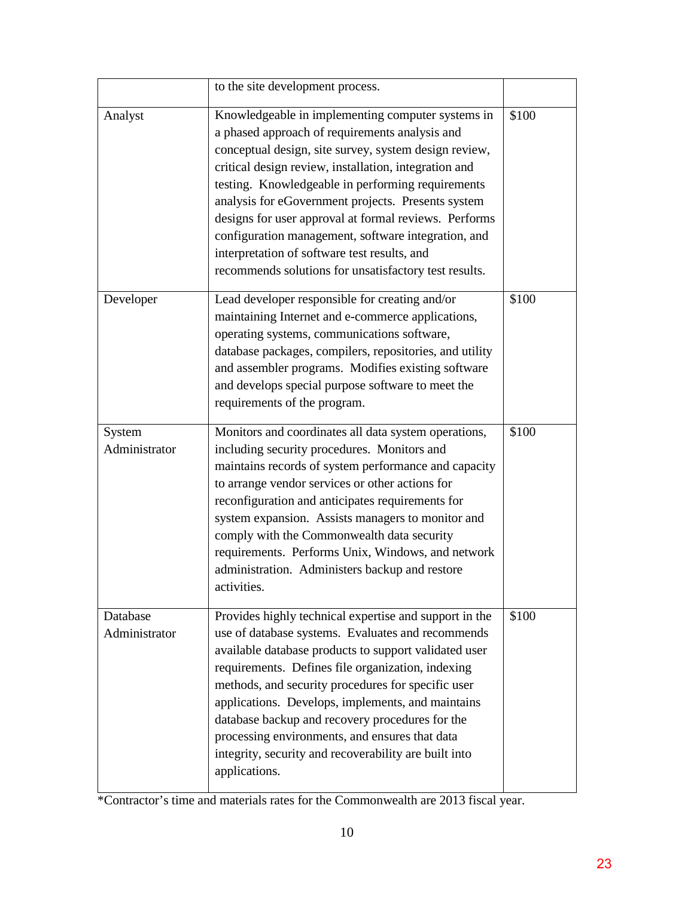| | | |
|---|---|---|
| | to the site development process. | |
| Analyst | Knowledgeable in implementing computer systems in a phased approach of requirements analysis and conceptual design, site survey, system design review, critical design review, installation, integration and testing. Knowledgeable in performing requirements analysis for eGovernment projects. Presents system designs for user approval at formal reviews. Performs configuration management, software integration, and interpretation of software test results, and recommends solutions for unsatisfactory test results. | $100 |
| Developer | Lead developer responsible for creating and/or maintaining Internet and e-commerce applications, operating systems, communications software, database packages, compilers, repositories, and utility and assembler programs. Modifies existing software and develops special purpose software to meet the requirements of the program. | $100 |
| System Administrator | Monitors and coordinates all data system operations, including security procedures. Monitors and maintains records of system performance and capacity to arrange vendor services or other actions for reconfiguration and anticipates requirements for system expansion. Assists managers to monitor and comply with the Commonwealth data security requirements. Performs Unix, Windows, and network administration. Administers backup and restore activities. | $100 |
| Database Administrator | Provides highly technical expertise and support in the use of database systems. Evaluates and recommends available database products to support validated user requirements. Defines file organization, indexing methods, and security procedures for specific user applications. Develops, implements, and maintains database backup and recovery procedures for the processing environments, and ensures that data integrity, security and recoverability are built into applications. | $100 |

*Contractor's time and materials rates for the Commonwealth are 2013 fiscal year.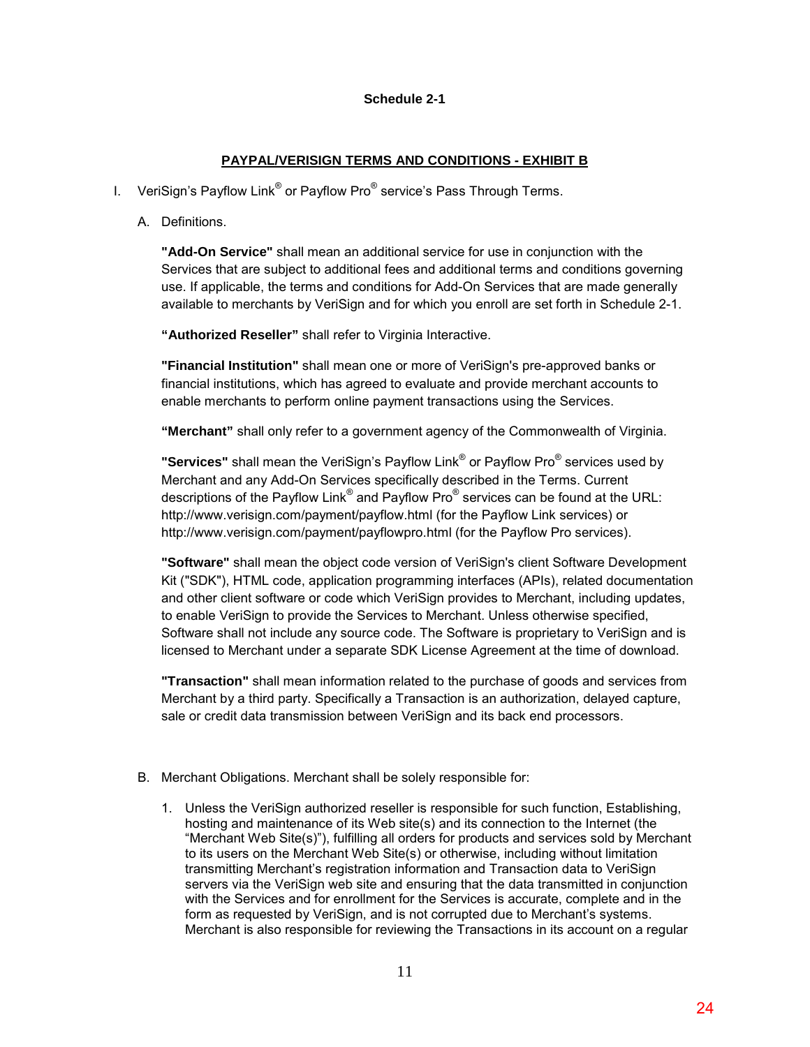**Schedule 2-1**

**PAYPAL/VERISIGN TERMS AND CONDITIONS - EXHIBIT B**

I. VeriSign's Payflow Link® or Payflow Pro® service's Pass Through Terms.

A. Definitions.

**"Add-On Service"** shall mean an additional service for use in conjunction with the Services that are subject to additional fees and additional terms and conditions governing use. If applicable, the terms and conditions for Add-On Services that are made generally available to merchants by VeriSign and for which you enroll are set forth in Schedule 2-1.

**"Authorized Reseller"** shall refer to Virginia Interactive.

**"Financial Institution"** shall mean one or more of VeriSign's pre-approved banks or financial institutions, which has agreed to evaluate and provide merchant accounts to enable merchants to perform online payment transactions using the Services.

**"Merchant"** shall only refer to a government agency of the Commonwealth of Virginia.

**"Services"** shall mean the VeriSign's Payflow Link® or Payflow Pro® services used by Merchant and any Add-On Services specifically described in the Terms. Current descriptions of the Payflow Link® and Payflow Pro® services can be found at the URL: http://www.verisign.com/payment/payflow.html (for the Payflow Link services) or http://www.verisign.com/payment/payflowpro.html (for the Payflow Pro services).

**"Software"** shall mean the object code version of VeriSign's client Software Development Kit ("SDK"), HTML code, application programming interfaces (APIs), related documentation and other client software or code which VeriSign provides to Merchant, including updates, to enable VeriSign to provide the Services to Merchant. Unless otherwise specified, Software shall not include any source code. The Software is proprietary to VeriSign and is licensed to Merchant under a separate SDK License Agreement at the time of download.

**"Transaction"** shall mean information related to the purchase of goods and services from Merchant by a third party. Specifically a Transaction is an authorization, delayed capture, sale or credit data transmission between VeriSign and its back end processors.

B. Merchant Obligations. Merchant shall be solely responsible for:

1. Unless the VeriSign authorized reseller is responsible for such function, Establishing, hosting and maintenance of its Web site(s) and its connection to the Internet (the "Merchant Web Site(s)"), fulfilling all orders for products and services sold by Merchant to its users on the Merchant Web Site(s) or otherwise, including without limitation transmitting Merchant's registration information and Transaction data to VeriSign servers via the VeriSign web site and ensuring that the data transmitted in conjunction with the Services and for enrollment for the Services is accurate, complete and in the form as requested by VeriSign, and is not corrupted due to Merchant's systems. Merchant is also responsible for reviewing the Transactions in its account on a regular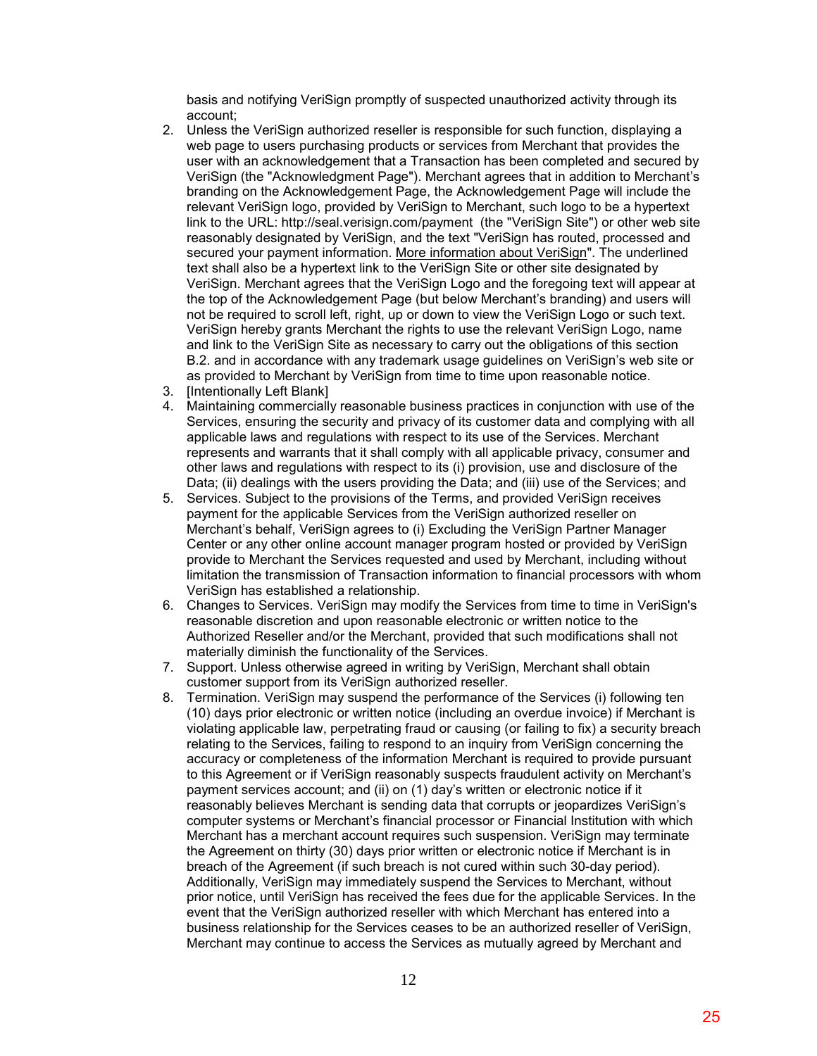basis and notifying VeriSign promptly of suspected unauthorized activity through its account;

2. Unless the VeriSign authorized reseller is responsible for such function, displaying a web page to users purchasing products or services from Merchant that provides the user with an acknowledgement that a Transaction has been completed and secured by VeriSign (the "Acknowledgment Page"). Merchant agrees that in addition to Merchant's branding on the Acknowledgement Page, the Acknowledgement Page will include the relevant VeriSign logo, provided by VeriSign to Merchant, such logo to be a hypertext link to the URL: http://seal.verisign.com/payment (the "VeriSign Site") or other web site reasonably designated by VeriSign, and the text "VeriSign has routed, processed and secured your payment information. More information about VeriSign". The underlined text shall also be a hypertext link to the VeriSign Site or other site designated by VeriSign. Merchant agrees that the VeriSign Logo and the foregoing text will appear at the top of the Acknowledgement Page (but below Merchant's branding) and users will not be required to scroll left, right, up or down to view the VeriSign Logo or such text. VeriSign hereby grants Merchant the rights to use the relevant VeriSign Logo, name and link to the VeriSign Site as necessary to carry out the obligations of this section B.2. and in accordance with any trademark usage guidelines on VeriSign's web site or as provided to Merchant by VeriSign from time to time upon reasonable notice.
3. [Intentionally Left Blank]
4. Maintaining commercially reasonable business practices in conjunction with use of the Services, ensuring the security and privacy of its customer data and complying with all applicable laws and regulations with respect to its use of the Services. Merchant represents and warrants that it shall comply with all applicable privacy, consumer and other laws and regulations with respect to its (i) provision, use and disclosure of the Data; (ii) dealings with the users providing the Data; and (iii) use of the Services; and
5. Services. Subject to the provisions of the Terms, and provided VeriSign receives payment for the applicable Services from the VeriSign authorized reseller on Merchant's behalf, VeriSign agrees to (i) Excluding the VeriSign Partner Manager Center or any other online account manager program hosted or provided by VeriSign provide to Merchant the Services requested and used by Merchant, including without limitation the transmission of Transaction information to financial processors with whom VeriSign has established a relationship.
6. Changes to Services. VeriSign may modify the Services from time to time in VeriSign's reasonable discretion and upon reasonable electronic or written notice to the Authorized Reseller and/or the Merchant, provided that such modifications shall not materially diminish the functionality of the Services.
7. Support. Unless otherwise agreed in writing by VeriSign, Merchant shall obtain customer support from its VeriSign authorized reseller.
8. Termination. VeriSign may suspend the performance of the Services (i) following ten (10) days prior electronic or written notice (including an overdue invoice) if Merchant is violating applicable law, perpetrating fraud or causing (or failing to fix) a security breach relating to the Services, failing to respond to an inquiry from VeriSign concerning the accuracy or completeness of the information Merchant is required to provide pursuant to this Agreement or if VeriSign reasonably suspects fraudulent activity on Merchant's payment services account; and (ii) on (1) day's written or electronic notice if it reasonably believes Merchant is sending data that corrupts or jeopardizes VeriSign's computer systems or Merchant's financial processor or Financial Institution with which Merchant has a merchant account requires such suspension. VeriSign may terminate the Agreement on thirty (30) days prior written or electronic notice if Merchant is in breach of the Agreement (if such breach is not cured within such 30-day period). Additionally, VeriSign may immediately suspend the Services to Merchant, without prior notice, until VeriSign has received the fees due for the applicable Services. In the event that the VeriSign authorized reseller with which Merchant has entered into a business relationship for the Services ceases to be an authorized reseller of VeriSign, Merchant may continue to access the Services as mutually agreed by Merchant and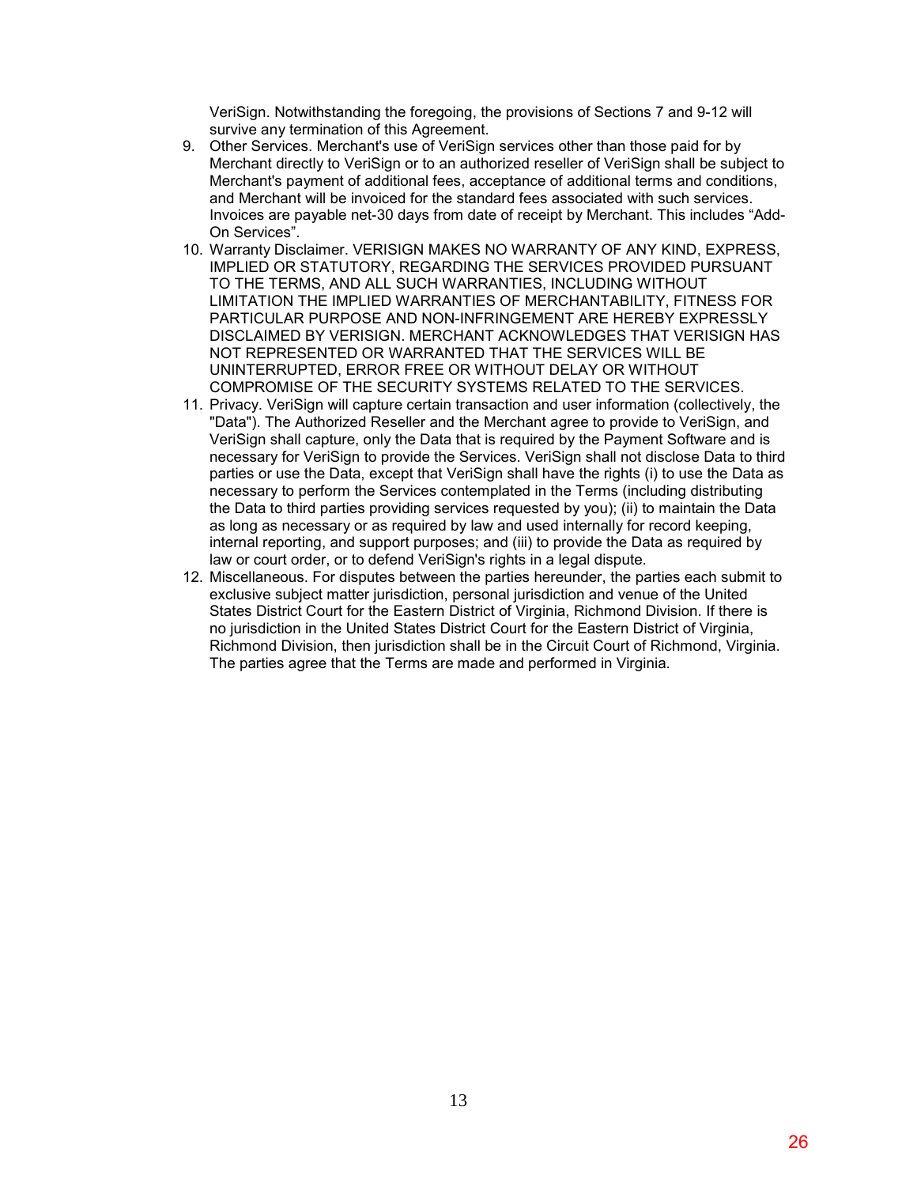VeriSign. Notwithstanding the foregoing, the provisions of Sections 7 and 9-12 will survive any termination of this Agreement.

9. Other Services. Merchant's use of VeriSign services other than those paid for by Merchant directly to VeriSign or to an authorized reseller of VeriSign shall be subject to Merchant's payment of additional fees, acceptance of additional terms and conditions, and Merchant will be invoiced for the standard fees associated with such services. Invoices are payable net-30 days from date of receipt by Merchant. This includes "Add-On Services".
10. Warranty Disclaimer. VERISIGN MAKES NO WARRANTY OF ANY KIND, EXPRESS, IMPLIED OR STATUTORY, REGARDING THE SERVICES PROVIDED PURSUANT TO THE TERMS, AND ALL SUCH WARRANTIES, INCLUDING WITHOUT LIMITATION THE IMPLIED WARRANTIES OF MERCHANTABILITY, FITNESS FOR PARTICULAR PURPOSE AND NON-INFRINGEMENT ARE HEREBY EXPRESSLY DISCLAIMED BY VERISIGN. MERCHANT ACKNOWLEDGES THAT VERISIGN HAS NOT REPRESENTED OR WARRANTED THAT THE SERVICES WILL BE UNINTERRUPTED, ERROR FREE OR WITHOUT DELAY OR WITHOUT COMPROMISE OF THE SECURITY SYSTEMS RELATED TO THE SERVICES.
11. Privacy. VeriSign will capture certain transaction and user information (collectively, the "Data"). The Authorized Reseller and the Merchant agree to provide to VeriSign, and VeriSign shall capture, only the Data that is required by the Payment Software and is necessary for VeriSign to provide the Services. VeriSign shall not disclose Data to third parties or use the Data, except that VeriSign shall have the rights (i) to use the Data as necessary to perform the Services contemplated in the Terms (including distributing the Data to third parties providing services requested by you); (ii) to maintain the Data as long as necessary or as required by law and used internally for record keeping, internal reporting, and support purposes; and (iii) to provide the Data as required by law or court order, or to defend VeriSign's rights in a legal dispute.
12. Miscellaneous. For disputes between the parties hereunder, the parties each submit to exclusive subject matter jurisdiction, personal jurisdiction and venue of the United States District Court for the Eastern District of Virginia, Richmond Division. If there is no jurisdiction in the United States District Court for the Eastern District of Virginia, Richmond Division, then jurisdiction shall be in the Circuit Court of Richmond, Virginia. The parties agree that the Terms are made and performed in Virginia.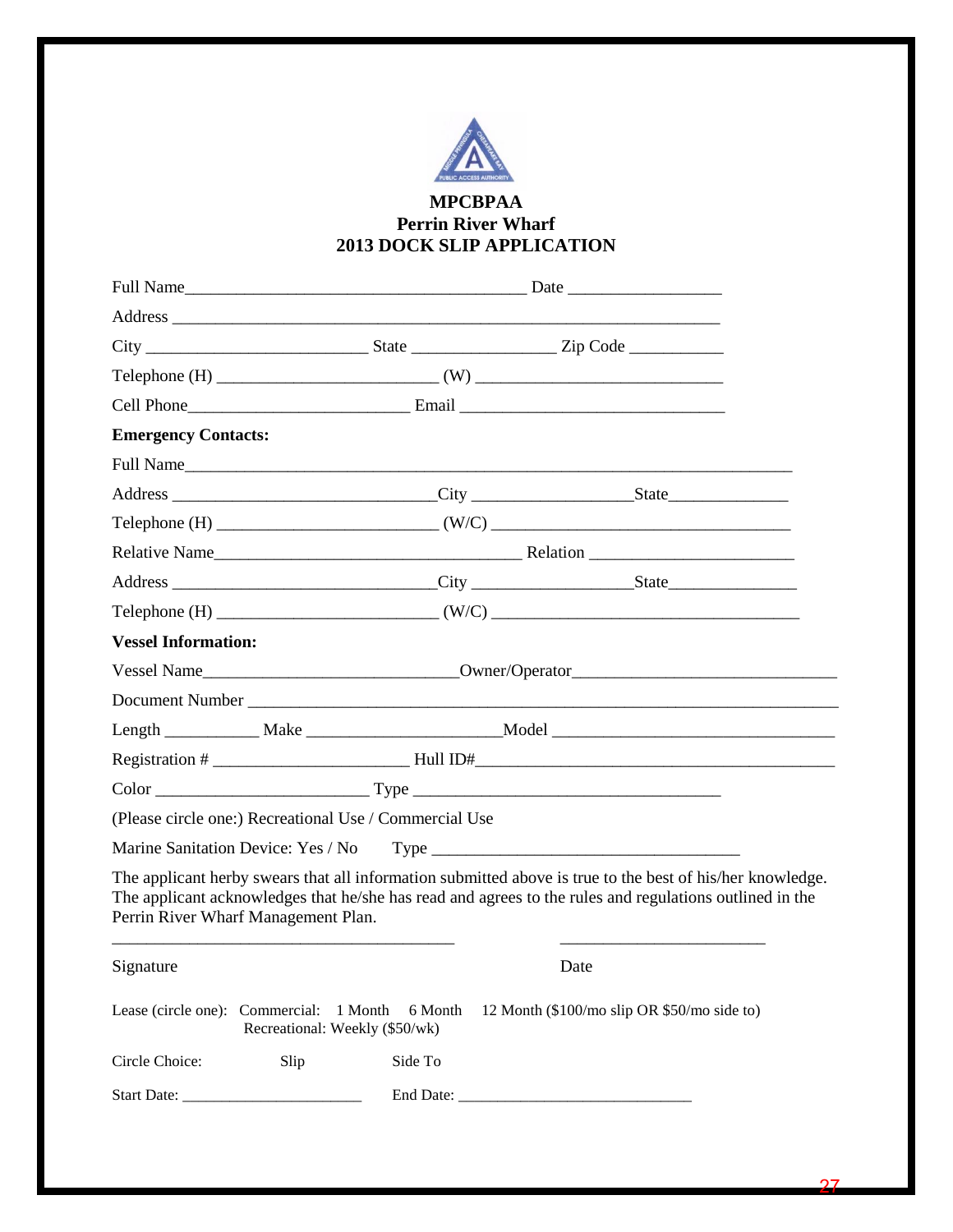# MPCBPAA
## Perrin River Wharf
## 2013 DOCK SLIP APPLICATION

Full Name_________________________________________ Date __________________

Address ___________________________________________________________________

City __________________________ State _________________ Zip Code ___________

Telephone (H) __________________________ (W) ______________________________

Cell Phone__________________________ Email _______________________________

**Emergency Contacts:**

Full Name__________________________________________________________________________

Address ______________________________City __________________State______________

Telephone (H) __________________________ (W/C) ____________________________________

Relative Name____________________________________ Relation ________________________

Address ______________________________City __________________State_______________

Telephone (H) __________________________ (W/C) _____________________________________

**Vessel Information:**

Vessel Name______________________________Owner/Operator______________________________

Document Number __________________________________________________________________________

Length ___________ Make ______________________Model __________________________________

Registration # _______________________ Hull ID#_____________________________________________

Color _________________________ Type ____________________________________

(Please circle one:) Recreational Use / Commercial Use

Marine Sanitation Device: Yes / No Type ____________________________________

The applicant herby swears that all information submitted above is true to the best of his/her knowledge. The applicant acknowledges that he/she has read and agrees to the rules and regulations outlined in the Perrin River Wharf Management Plan.

_________________________________________ ________________________

Signature Date

Lease (circle one): Commercial: 1 Month 6 Month 12 Month ($100/mo slip OR $50/mo side to)
Recreational: Weekly ($50/wk)

Circle Choice: Slip Side To

Start Date: ______________________ End Date: _____________________________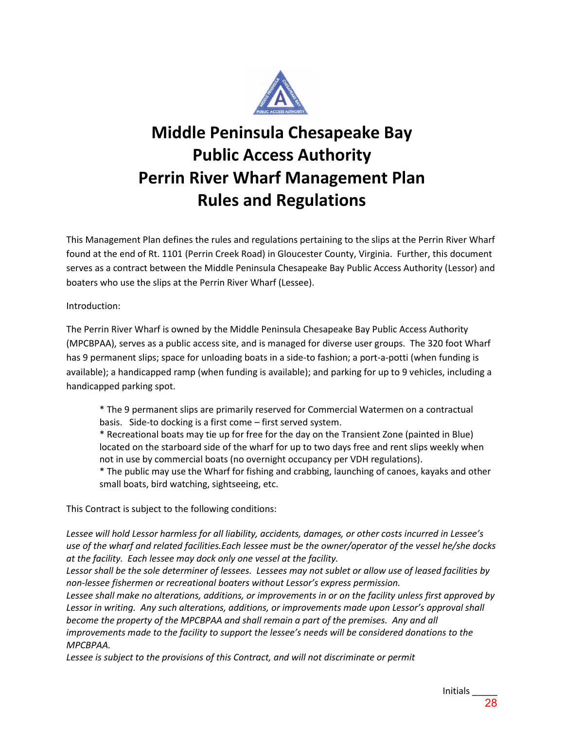# Middle Peninsula Chesapeake Bay Public Access Authority Perrin River Wharf Management Plan Rules and Regulations

This Management Plan defines the rules and regulations pertaining to the slips at the Perrin River Wharf found at the end of Rt. 1101 (Perrin Creek Road) in Gloucester County, Virginia. Further, this document serves as a contract between the Middle Peninsula Chesapeake Bay Public Access Authority (Lessor) and boaters who use the slips at the Perrin River Wharf (Lessee).

Introduction:

The Perrin River Wharf is owned by the Middle Peninsula Chesapeake Bay Public Access Authority (MPCBPAA), serves as a public access site, and is managed for diverse user groups. The 320 foot Wharf has 9 permanent slips; space for unloading boats in a side-to fashion; a port-a-potti (when funding is available); a handicapped ramp (when funding is available); and parking for up to 9 vehicles, including a handicapped parking spot.

> * The 9 permanent slips are primarily reserved for Commercial Watermen on a contractual basis. Side-to docking is a first come – first served system.
> * Recreational boats may tie up for free for the day on the Transient Zone (painted in Blue) located on the starboard side of the wharf for up to two days free and rent slips weekly when not in use by commercial boats (no overnight occupancy per VDH regulations).
> * The public may use the Wharf for fishing and crabbing, launching of canoes, kayaks and other small boats, bird watching, sightseeing, etc.

This Contract is subject to the following conditions:

*Lessee will hold Lessor harmless for all liability, accidents, damages, or other costs incurred in Lessee's use of the wharf and related facilities.Each lessee must be the owner/operator of the vessel he/she docks at the facility. Each lessee may dock only one vessel at the facility.*
*Lessor shall be the sole determiner of lessees. Lessees may not sublet or allow use of leased facilities by non-lessee fishermen or recreational boaters without Lessor's express permission.*
*Lessee shall make no alterations, additions, or improvements in or on the facility unless first approved by Lessor in writing. Any such alterations, additions, or improvements made upon Lessor's approval shall become the property of the MPCBPAA and shall remain a part of the premises. Any and all improvements made to the facility to support the lessee's needs will be considered donations to the MPCBPAA.*
*Lessee is subject to the provisions of this Contract, and will not discriminate or permit*

Initials _____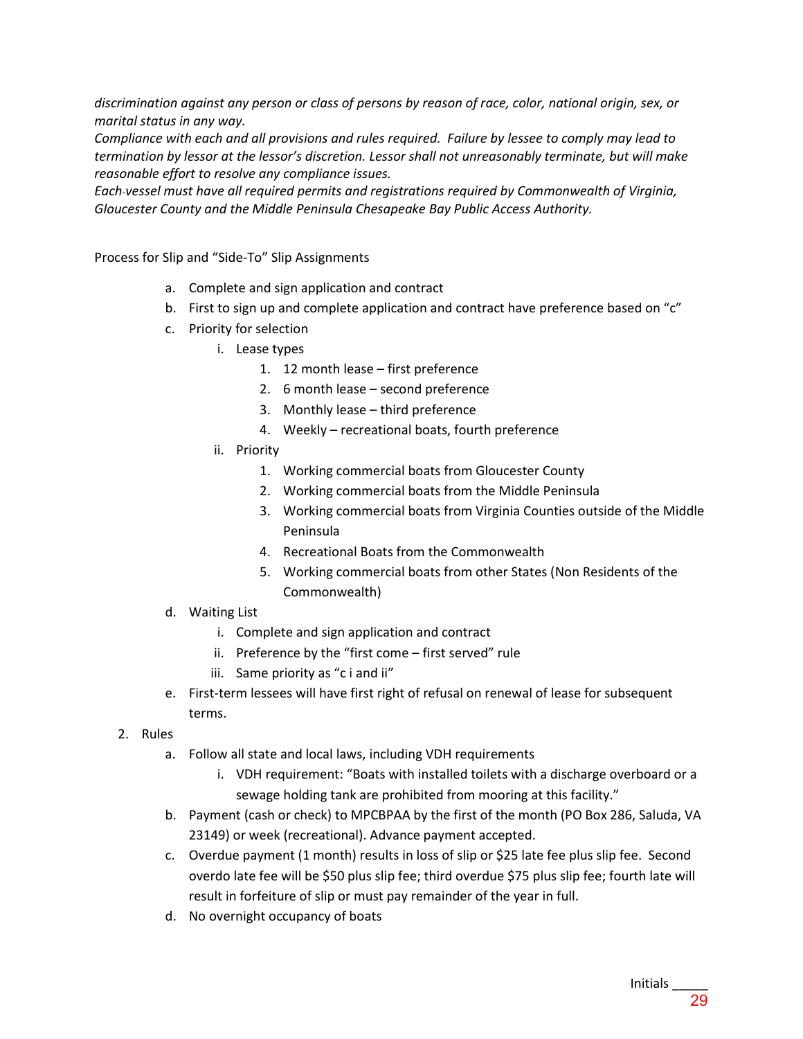*discrimination against any person or class of persons by reason of race, color, national origin, sex, or marital status in any way.*
*Compliance with each and all provisions and rules required. Failure by lessee to comply may lead to termination by lessor at the lessor's discretion. Lessor shall not unreasonably terminate, but will make reasonable effort to resolve any compliance issues.*
*Each vessel must have all required permits and registrations required by Commonwealth of Virginia, Gloucester County and the Middle Peninsula Chesapeake Bay Public Access Authority.*

Process for Slip and "Side-To" Slip Assignments

a. Complete and sign application and contract
b. First to sign up and complete application and contract have preference based on "c"
c. Priority for selection
    i. Lease types
        1. 12 month lease – first preference
        2. 6 month lease – second preference
        3. Monthly lease – third preference
        4. Weekly – recreational boats, fourth preference
    ii. Priority
        1. Working commercial boats from Gloucester County
        2. Working commercial boats from the Middle Peninsula
        3. Working commercial boats from Virginia Counties outside of the Middle Peninsula
        4. Recreational Boats from the Commonwealth
        5. Working commercial boats from other States (Non Residents of the Commonwealth)
d. Waiting List
    i. Complete and sign application and contract
    ii. Preference by the "first come – first served" rule
    iii. Same priority as "c i and ii"
e. First-term lessees will have first right of refusal on renewal of lease for subsequent terms.

2. Rules
    a. Follow all state and local laws, including VDH requirements
        i. VDH requirement: "Boats with installed toilets with a discharge overboard or a sewage holding tank are prohibited from mooring at this facility."
    b. Payment (cash or check) to MPCBPAA by the first of the month (PO Box 286, Saluda, VA 23149) or week (recreational). Advance payment accepted.
    c. Overdue payment (1 month) results in loss of slip or $25 late fee plus slip fee. Second overdo late fee will be $50 plus slip fee; third overdue $75 plus slip fee; fourth late will result in forfeiture of slip or must pay remainder of the year in full.
    d. No overnight occupancy of boats

Initials _____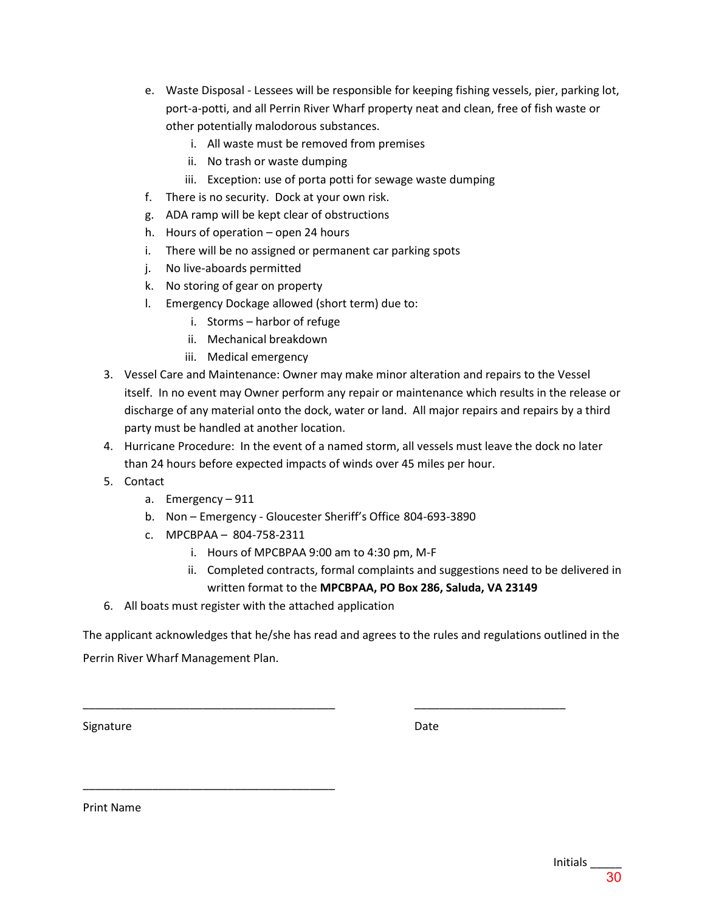e. Waste Disposal - Lessees will be responsible for keeping fishing vessels, pier, parking lot, port-a-potti, and all Perrin River Wharf property neat and clean, free of fish waste or other potentially malodorous substances.
      i. All waste must be removed from premises
      ii. No trash or waste dumping
      iii. Exception: use of porta potti for sewage waste dumping
   f. There is no security. Dock at your own risk.
   g. ADA ramp will be kept clear of obstructions
   h. Hours of operation – open 24 hours
   i. There will be no assigned or permanent car parking spots
   j. No live-aboards permitted
   k. No storing of gear on property
   l. Emergency Dockage allowed (short term) due to:
      i. Storms – harbor of refuge
      ii. Mechanical breakdown
      iii. Medical emergency
3. Vessel Care and Maintenance: Owner may make minor alteration and repairs to the Vessel itself. In no event may Owner perform any repair or maintenance which results in the release or discharge of any material onto the dock, water or land. All major repairs and repairs by a third party must be handled at another location.
4. Hurricane Procedure: In the event of a named storm, all vessels must leave the dock no later than 24 hours before expected impacts of winds over 45 miles per hour.
5. Contact
   a. Emergency – 911
   b. Non – Emergency - Gloucester Sheriff's Office 804-693-3890
   c. MPCBPAA – 804-758-2311
      i. Hours of MPCBPAA 9:00 am to 4:30 pm, M-F
      ii. Completed contracts, formal complaints and suggestions need to be delivered in written format to the **MPCBPAA, PO Box 286, Saluda, VA 23149**
6. All boats must register with the attached application

The applicant acknowledges that he/she has read and agrees to the rules and regulations outlined in the Perrin River Wharf Management Plan.

_________________________________________ &nbsp;&nbsp;&nbsp;&nbsp; _________________________

Signature &nbsp;&nbsp;&nbsp;&nbsp; Date

_________________________________________

Print Name

Initials _____